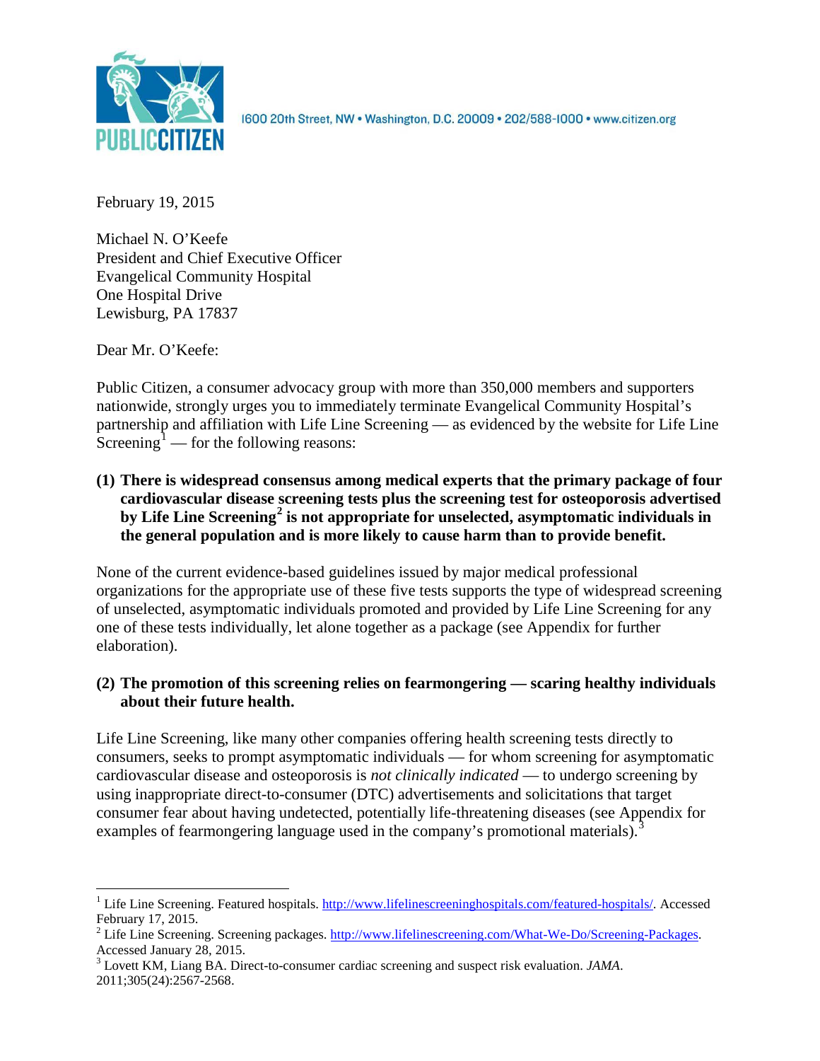PUBLIC CITIZEN

1600 20th Street, NW • Washington, D.C. 20009 • 202/588-1000 • www.citizen.org

February 19, 2015

Michael N. O'Keefe
President and Chief Executive Officer
Evangelical Community Hospital
One Hospital Drive
Lewisburg, PA 17837

Dear Mr. O'Keefe:

Public Citizen, a consumer advocacy group with more than 350,000 members and supporters nationwide, strongly urges you to immediately terminate Evangelical Community Hospital's partnership and affiliation with Life Line Screening — as evidenced by the website for Life Line Screening[1] — for the following reasons:

**(1) There is widespread consensus among medical experts that the primary package of four cardiovascular disease screening tests plus the screening test for osteoporosis advertised by Life Line Screening[2] is not appropriate for unselected, asymptomatic individuals in the general population and is more likely to cause harm than to provide benefit.**

None of the current evidence-based guidelines issued by major medical professional organizations for the appropriate use of these five tests supports the type of widespread screening of unselected, asymptomatic individuals promoted and provided by Life Line Screening for any one of these tests individually, let alone together as a package (see Appendix for further elaboration).

**(2) The promotion of this screening relies on fearmongering — scaring healthy individuals about their future health.**

Life Line Screening, like many other companies offering health screening tests directly to consumers, seeks to prompt asymptomatic individuals — for whom screening for asymptomatic cardiovascular disease and osteoporosis is *not clinically indicated* — to undergo screening by using inappropriate direct-to-consumer (DTC) advertisements and solicitations that target consumer fear about having undetected, potentially life-threatening diseases (see Appendix for examples of fearmongering language used in the company's promotional materials).[3]

---

[1] Life Line Screening. Featured hospitals. http://www.lifelinescreeninghospitals.com/featured-hospitals/. Accessed February 17, 2015.

[2] Life Line Screening. Screening packages. http://www.lifelinescreening.com/What-We-Do/Screening-Packages. Accessed January 28, 2015.

[3] Lovett KM, Liang BA. Direct-to-consumer cardiac screening and suspect risk evaluation. *JAMA*. 2011;305(24):2567-2568.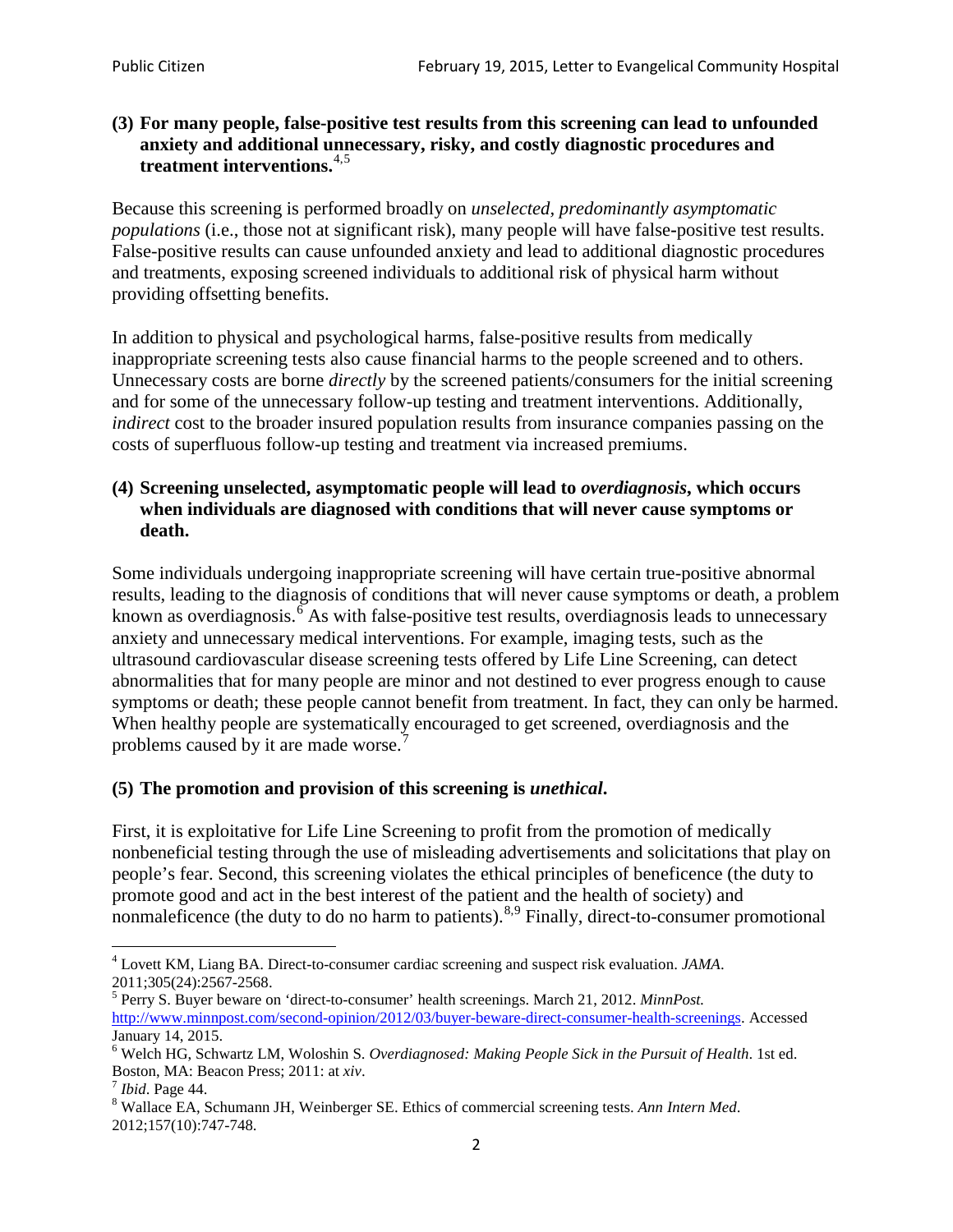**(3) For many people, false-positive test results from this screening can lead to unfounded anxiety and additional unnecessary, risky, and costly diagnostic procedures and treatment interventions.**[4,5]

Because this screening is performed broadly on *unselected, predominantly asymptomatic populations* (i.e., those not at significant risk), many people will have false-positive test results. False-positive results can cause unfounded anxiety and lead to additional diagnostic procedures and treatments, exposing screened individuals to additional risk of physical harm without providing offsetting benefits.

In addition to physical and psychological harms, false-positive results from medically inappropriate screening tests also cause financial harms to the people screened and to others. Unnecessary costs are borne *directly* by the screened patients/consumers for the initial screening and for some of the unnecessary follow-up testing and treatment interventions. Additionally, *indirect* cost to the broader insured population results from insurance companies passing on the costs of superfluous follow-up testing and treatment via increased premiums.

**(4) Screening unselected, asymptomatic people will lead to *overdiagnosis*, which occurs when individuals are diagnosed with conditions that will never cause symptoms or death.**

Some individuals undergoing inappropriate screening will have certain true-positive abnormal results, leading to the diagnosis of conditions that will never cause symptoms or death, a problem known as overdiagnosis.[6] As with false-positive test results, overdiagnosis leads to unnecessary anxiety and unnecessary medical interventions. For example, imaging tests, such as the ultrasound cardiovascular disease screening tests offered by Life Line Screening, can detect abnormalities that for many people are minor and not destined to ever progress enough to cause symptoms or death; these people cannot benefit from treatment. In fact, they can only be harmed. When healthy people are systematically encouraged to get screened, overdiagnosis and the problems caused by it are made worse.[7]

**(5) The promotion and provision of this screening is *unethical*.**

First, it is exploitative for Life Line Screening to profit from the promotion of medically nonbeneficial testing through the use of misleading advertisements and solicitations that play on people's fear. Second, this screening violates the ethical principles of beneficence (the duty to promote good and act in the best interest of the patient and the health of society) and nonmaleficence (the duty to do no harm to patients).[8,9] Finally, direct-to-consumer promotional

---

[4] Lovett KM, Liang BA. Direct-to-consumer cardiac screening and suspect risk evaluation. *JAMA*. 2011;305(24):2567-2568.

[5] Perry S. Buyer beware on 'direct-to-consumer' health screenings. March 21, 2012. *MinnPost.* http://www.minnpost.com/second-opinion/2012/03/buyer-beware-direct-consumer-health-screenings. Accessed January 14, 2015.

[6] Welch HG, Schwartz LM, Woloshin S. *Overdiagnosed: Making People Sick in the Pursuit of Health*. 1st ed. Boston, MA: Beacon Press; 2011: at *xiv*.

[7] *Ibid*. Page 44.

[8] Wallace EA, Schumann JH, Weinberger SE. Ethics of commercial screening tests. *Ann Intern Med*. 2012;157(10):747-748.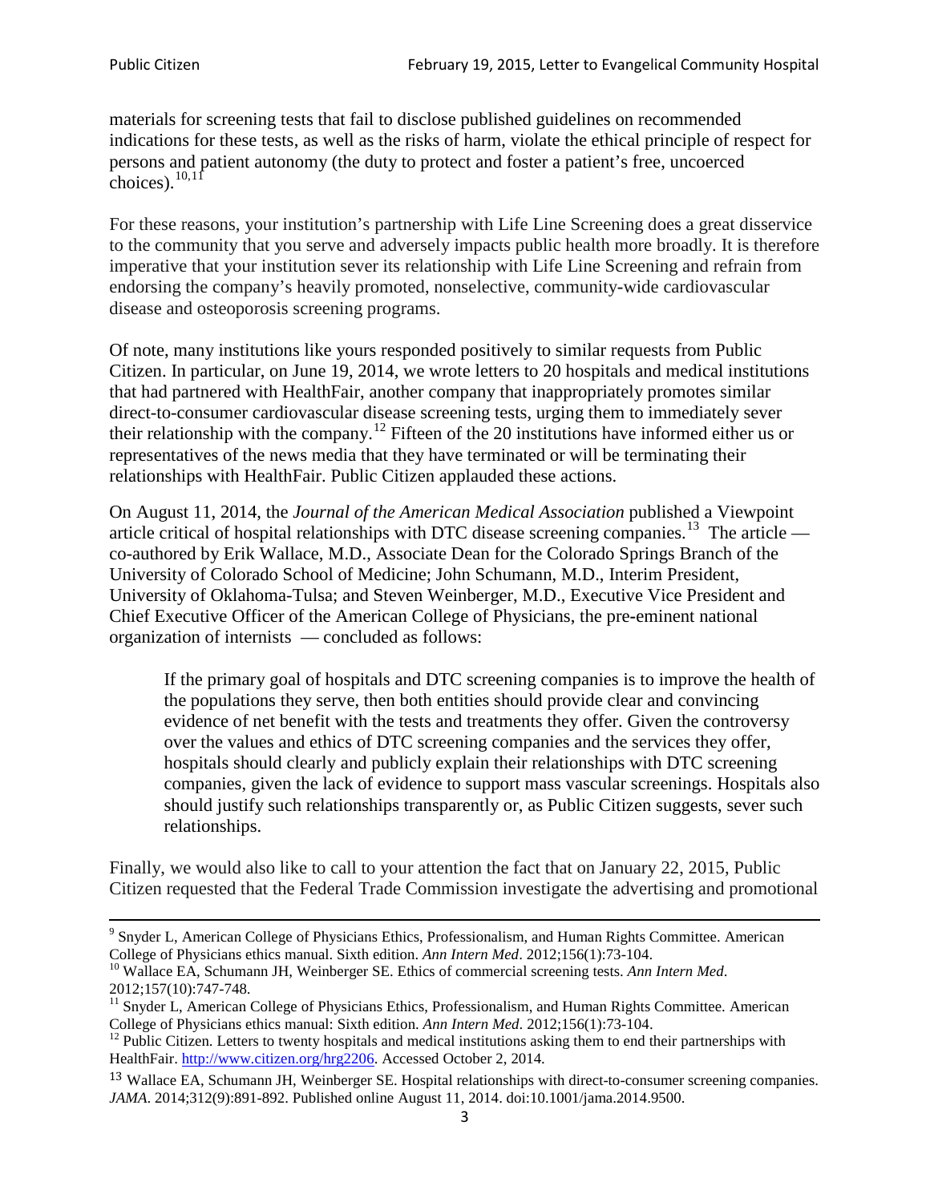materials for screening tests that fail to disclose published guidelines on recommended indications for these tests, as well as the risks of harm, violate the ethical principle of respect for persons and patient autonomy (the duty to protect and foster a patient's free, uncoerced choices).[10,11]

For these reasons, your institution's partnership with Life Line Screening does a great disservice to the community that you serve and adversely impacts public health more broadly. It is therefore imperative that your institution sever its relationship with Life Line Screening and refrain from endorsing the company's heavily promoted, nonselective, community-wide cardiovascular disease and osteoporosis screening programs.

Of note, many institutions like yours responded positively to similar requests from Public Citizen. In particular, on June 19, 2014, we wrote letters to 20 hospitals and medical institutions that had partnered with HealthFair, another company that inappropriately promotes similar direct-to-consumer cardiovascular disease screening tests, urging them to immediately sever their relationship with the company.[12] Fifteen of the 20 institutions have informed either us or representatives of the news media that they have terminated or will be terminating their relationships with HealthFair. Public Citizen applauded these actions.

On August 11, 2014, the *Journal of the American Medical Association* published a Viewpoint article critical of hospital relationships with DTC disease screening companies.[13] The article — co-authored by Erik Wallace, M.D., Associate Dean for the Colorado Springs Branch of the University of Colorado School of Medicine; John Schumann, M.D., Interim President, University of Oklahoma-Tulsa; and Steven Weinberger, M.D., Executive Vice President and Chief Executive Officer of the American College of Physicians, the pre-eminent national organization of internists — concluded as follows:

> If the primary goal of hospitals and DTC screening companies is to improve the health of the populations they serve, then both entities should provide clear and convincing evidence of net benefit with the tests and treatments they offer. Given the controversy over the values and ethics of DTC screening companies and the services they offer, hospitals should clearly and publicly explain their relationships with DTC screening companies, given the lack of evidence to support mass vascular screenings. Hospitals also should justify such relationships transparently or, as Public Citizen suggests, sever such relationships.

Finally, we would also like to call to your attention the fact that on January 22, 2015, Public Citizen requested that the Federal Trade Commission investigate the advertising and promotional

---

[9] Snyder L, American College of Physicians Ethics, Professionalism, and Human Rights Committee. American College of Physicians ethics manual. Sixth edition. *Ann Intern Med*. 2012;156(1):73-104.

[10] Wallace EA, Schumann JH, Weinberger SE. Ethics of commercial screening tests. *Ann Intern Med*. 2012;157(10):747-748.

[11] Snyder L, American College of Physicians Ethics, Professionalism, and Human Rights Committee. American College of Physicians ethics manual: Sixth edition. *Ann Intern Med*. 2012;156(1):73-104.

[12] Public Citizen. Letters to twenty hospitals and medical institutions asking them to end their partnerships with HealthFair. http://www.citizen.org/hrg2206. Accessed October 2, 2014.

[13] Wallace EA, Schumann JH, Weinberger SE. Hospital relationships with direct-to-consumer screening companies. *JAMA*. 2014;312(9):891-892. Published online August 11, 2014. doi:10.1001/jama.2014.9500.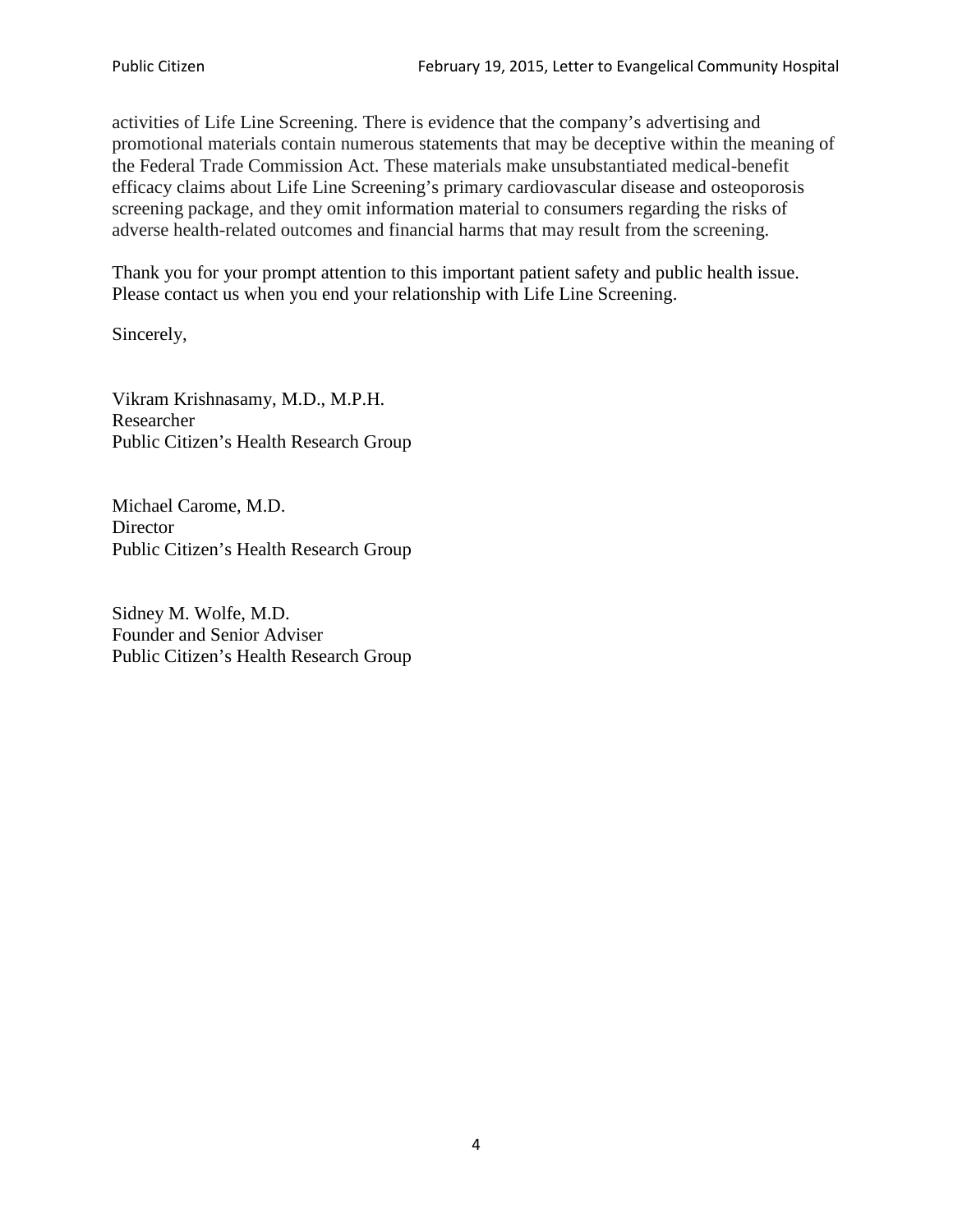activities of Life Line Screening. There is evidence that the company's advertising and promotional materials contain numerous statements that may be deceptive within the meaning of the Federal Trade Commission Act. These materials make unsubstantiated medical-benefit efficacy claims about Life Line Screening's primary cardiovascular disease and osteoporosis screening package, and they omit information material to consumers regarding the risks of adverse health-related outcomes and financial harms that may result from the screening.

Thank you for your prompt attention to this important patient safety and public health issue. Please contact us when you end your relationship with Life Line Screening.

Sincerely,

Vikram Krishnasamy, M.D., M.P.H.
Researcher
Public Citizen's Health Research Group

Michael Carome, M.D.
Director
Public Citizen's Health Research Group

Sidney M. Wolfe, M.D.
Founder and Senior Adviser
Public Citizen's Health Research Group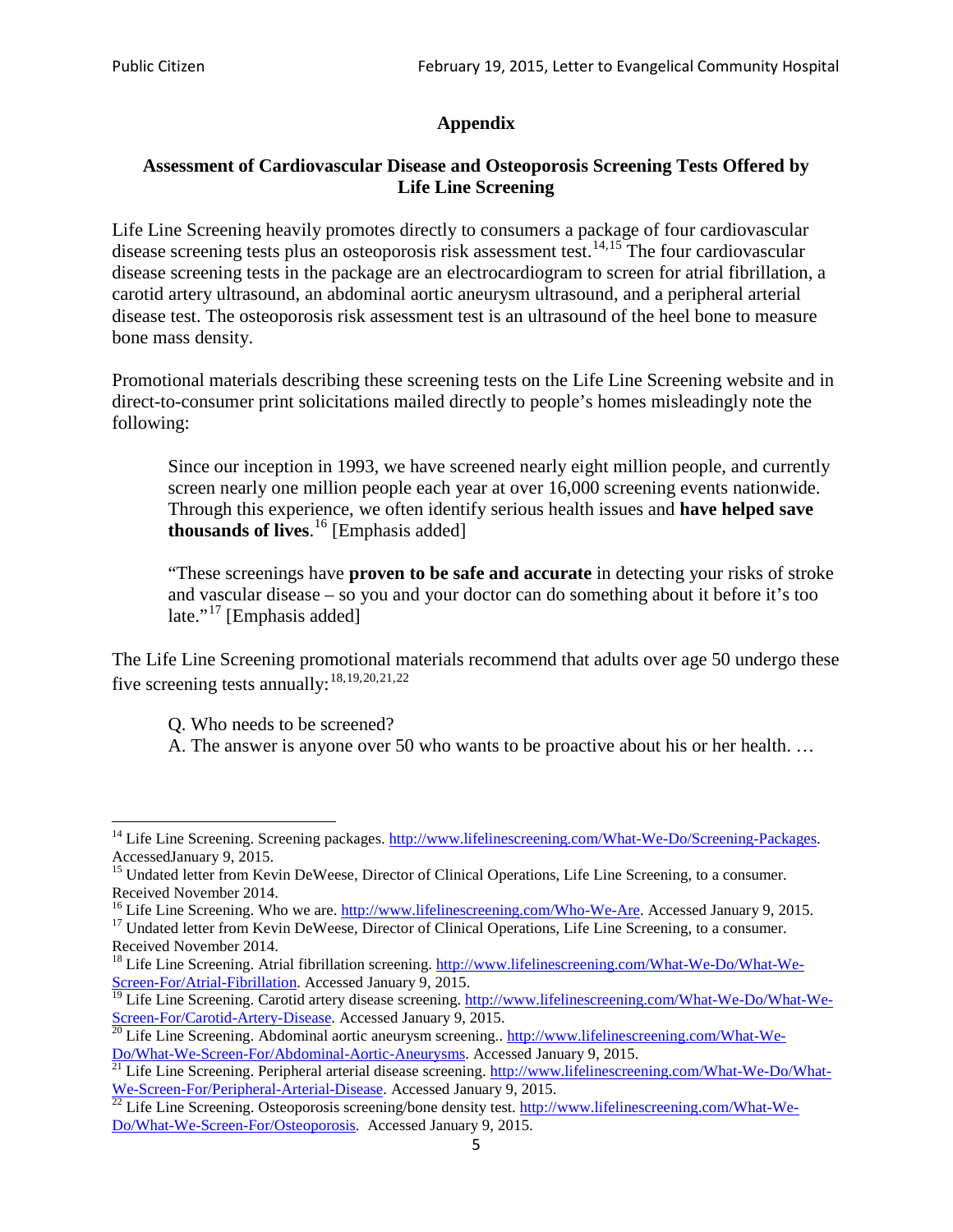## Appendix

### Assessment of Cardiovascular Disease and Osteoporosis Screening Tests Offered by Life Line Screening

Life Line Screening heavily promotes directly to consumers a package of four cardiovascular disease screening tests plus an osteoporosis risk assessment test.[14,15] The four cardiovascular disease screening tests in the package are an electrocardiogram to screen for atrial fibrillation, a carotid artery ultrasound, an abdominal aortic aneurysm ultrasound, and a peripheral arterial disease test. The osteoporosis risk assessment test is an ultrasound of the heel bone to measure bone mass density.

Promotional materials describing these screening tests on the Life Line Screening website and in direct-to-consumer print solicitations mailed directly to people's homes misleadingly note the following:

> Since our inception in 1993, we have screened nearly eight million people, and currently screen nearly one million people each year at over 16,000 screening events nationwide. Through this experience, we often identify serious health issues and **have helped save thousands of lives**.[16] [Emphasis added]
>
> "These screenings have **proven to be safe and accurate** in detecting your risks of stroke and vascular disease – so you and your doctor can do something about it before it's too late."[17] [Emphasis added]

The Life Line Screening promotional materials recommend that adults over age 50 undergo these five screening tests annually:[18,19,20,21,22]

> Q. Who needs to be screened?
> A. The answer is anyone over 50 who wants to be proactive about his or her health. …

---

[14] Life Line Screening. Screening packages. http://www.lifelinescreening.com/What-We-Do/Screening-Packages. AccessedJanuary 9, 2015.

[15] Undated letter from Kevin DeWeese, Director of Clinical Operations, Life Line Screening, to a consumer. Received November 2014.

[16] Life Line Screening. Who we are. http://www.lifelinescreening.com/Who-We-Are. Accessed January 9, 2015.

[17] Undated letter from Kevin DeWeese, Director of Clinical Operations, Life Line Screening, to a consumer. Received November 2014.

[18] Life Line Screening. Atrial fibrillation screening. http://www.lifelinescreening.com/What-We-Do/What-We-Screen-For/Atrial-Fibrillation. Accessed January 9, 2015.

[19] Life Line Screening. Carotid artery disease screening. http://www.lifelinescreening.com/What-We-Do/What-We-Screen-For/Carotid-Artery-Disease. Accessed January 9, 2015.

[20] Life Line Screening. Abdominal aortic aneurysm screening.. http://www.lifelinescreening.com/What-We-Do/What-We-Screen-For/Abdominal-Aortic-Aneurysms. Accessed January 9, 2015.

[21] Life Line Screening. Peripheral arterial disease screening. http://www.lifelinescreening.com/What-We-Do/What-We-Screen-For/Peripheral-Arterial-Disease. Accessed January 9, 2015.

[22] Life Line Screening. Osteoporosis screening/bone density test. http://www.lifelinescreening.com/What-We-Do/What-We-Screen-For/Osteoporosis. Accessed January 9, 2015.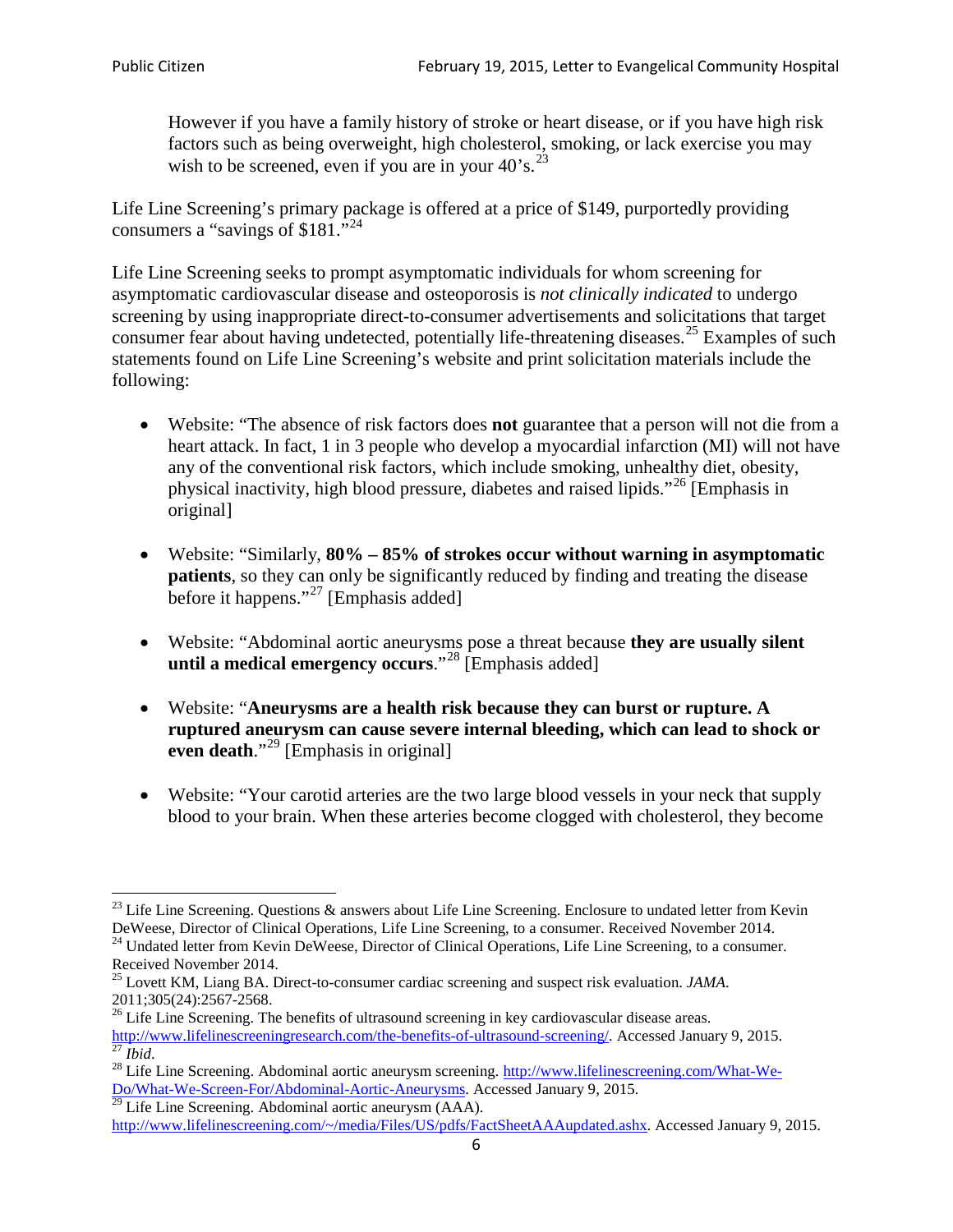> However if you have a family history of stroke or heart disease, or if you have high risk factors such as being overweight, high cholesterol, smoking, or lack exercise you may wish to be screened, even if you are in your 40's.[23]

Life Line Screening's primary package is offered at a price of $149, purportedly providing consumers a "savings of $181."[24]

Life Line Screening seeks to prompt asymptomatic individuals for whom screening for asymptomatic cardiovascular disease and osteoporosis is *not clinically indicated* to undergo screening by using inappropriate direct-to-consumer advertisements and solicitations that target consumer fear about having undetected, potentially life-threatening diseases.[25] Examples of such statements found on Life Line Screening's website and print solicitation materials include the following:

- Website: "The absence of risk factors does **not** guarantee that a person will not die from a heart attack. In fact, 1 in 3 people who develop a myocardial infarction (MI) will not have any of the conventional risk factors, which include smoking, unhealthy diet, obesity, physical inactivity, high blood pressure, diabetes and raised lipids."[26] [Emphasis in original]

- Website: "Similarly, **80% – 85% of strokes occur without warning in asymptomatic patients**, so they can only be significantly reduced by finding and treating the disease before it happens."[27] [Emphasis added]

- Website: "Abdominal aortic aneurysms pose a threat because **they are usually silent until a medical emergency occurs**."[28] [Emphasis added]

- Website: "**Aneurysms are a health risk because they can burst or rupture. A ruptured aneurysm can cause severe internal bleeding, which can lead to shock or even death**."[29] [Emphasis in original]

- Website: "Your carotid arteries are the two large blood vessels in your neck that supply blood to your brain. When these arteries become clogged with cholesterol, they become

---

[23] Life Line Screening. Questions & answers about Life Line Screening. Enclosure to undated letter from Kevin DeWeese, Director of Clinical Operations, Life Line Screening, to a consumer. Received November 2014.

[24] Undated letter from Kevin DeWeese, Director of Clinical Operations, Life Line Screening, to a consumer. Received November 2014.

[25] Lovett KM, Liang BA. Direct-to-consumer cardiac screening and suspect risk evaluation. *JAMA*. 2011;305(24):2567-2568.

[26] Life Line Screening. The benefits of ultrasound screening in key cardiovascular disease areas. http://www.lifelinescreeningresearch.com/the-benefits-of-ultrasound-screening/. Accessed January 9, 2015.

[27] *Ibid*.

[28] Life Line Screening. Abdominal aortic aneurysm screening. http://www.lifelinescreening.com/What-We-Do/What-We-Screen-For/Abdominal-Aortic-Aneurysms. Accessed January 9, 2015.

[29] Life Line Screening. Abdominal aortic aneurysm (AAA). http://www.lifelinescreening.com/~/media/Files/US/pdfs/FactSheetAAAupdated.ashx. Accessed January 9, 2015.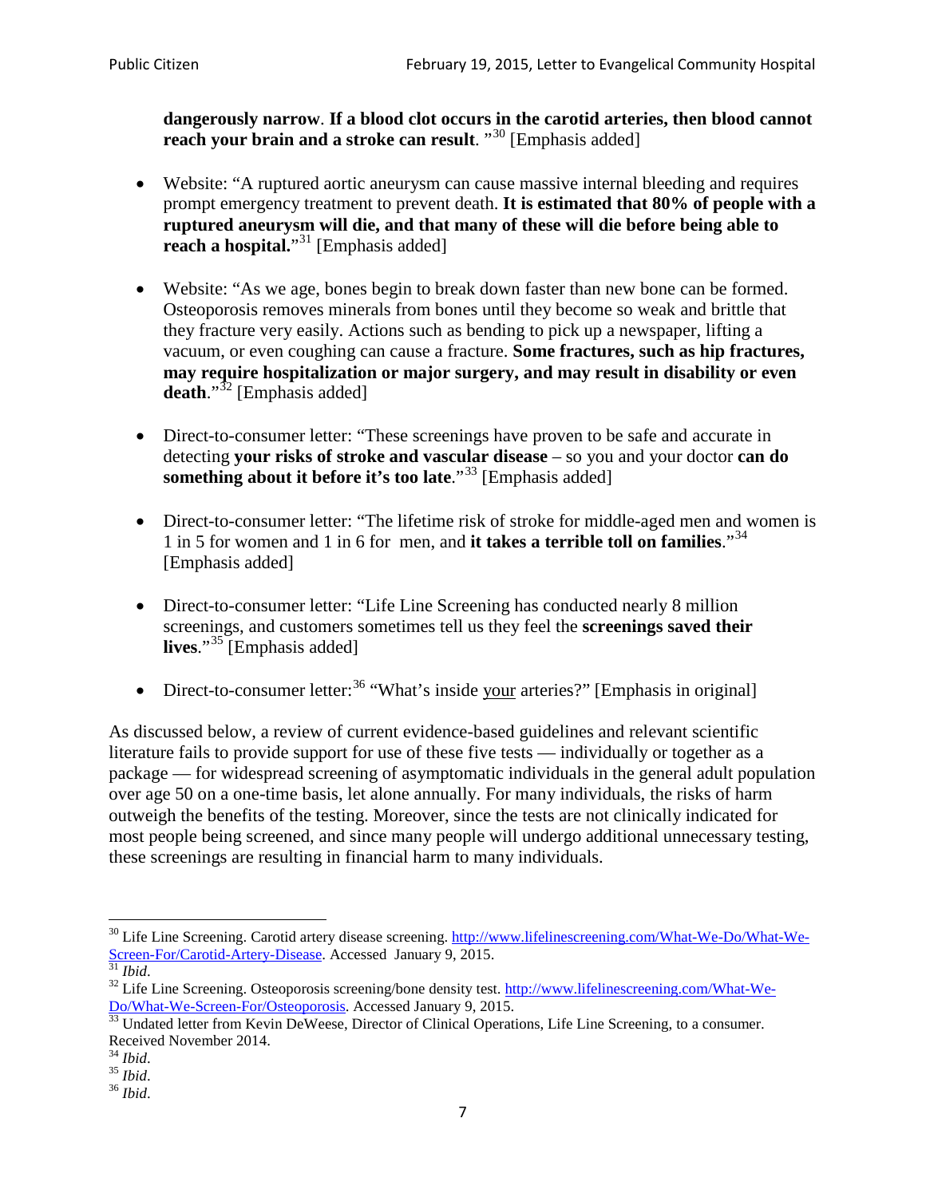**dangerously narrow**. **If a blood clot occurs in the carotid arteries, then blood cannot reach your brain and a stroke can result**. "[30] [Emphasis added]

- Website: "A ruptured aortic aneurysm can cause massive internal bleeding and requires prompt emergency treatment to prevent death. **It is estimated that 80% of people with a ruptured aneurysm will die, and that many of these will die before being able to reach a hospital.**"[31] [Emphasis added]

- Website: "As we age, bones begin to break down faster than new bone can be formed. Osteoporosis removes minerals from bones until they become so weak and brittle that they fracture very easily. Actions such as bending to pick up a newspaper, lifting a vacuum, or even coughing can cause a fracture. **Some fractures, such as hip fractures, may require hospitalization or major surgery, and may result in disability or even death**."[32] [Emphasis added]

- Direct-to-consumer letter: "These screenings have proven to be safe and accurate in detecting **your risks of stroke and vascular disease** – so you and your doctor **can do something about it before it's too late**."[33] [Emphasis added]

- Direct-to-consumer letter: "The lifetime risk of stroke for middle-aged men and women is 1 in 5 for women and 1 in 6 for men, and **it takes a terrible toll on families**."[34] [Emphasis added]

- Direct-to-consumer letter: "Life Line Screening has conducted nearly 8 million screenings, and customers sometimes tell us they feel the **screenings saved their lives**."[35] [Emphasis added]

- Direct-to-consumer letter:[36] "What's inside <u>your</u> arteries?" [Emphasis in original]

As discussed below, a review of current evidence-based guidelines and relevant scientific literature fails to provide support for use of these five tests — individually or together as a package — for widespread screening of asymptomatic individuals in the general adult population over age 50 on a one-time basis, let alone annually. For many individuals, the risks of harm outweigh the benefits of the testing. Moreover, since the tests are not clinically indicated for most people being screened, and since many people will undergo additional unnecessary testing, these screenings are resulting in financial harm to many individuals.

---

[30] Life Line Screening. Carotid artery disease screening. http://www.lifelinescreening.com/What-We-Do/What-We-Screen-For/Carotid-Artery-Disease. Accessed January 9, 2015.

[31] *Ibid*.

[32] Life Line Screening. Osteoporosis screening/bone density test. http://www.lifelinescreening.com/What-We-Do/What-We-Screen-For/Osteoporosis. Accessed January 9, 2015.

[33] Undated letter from Kevin DeWeese, Director of Clinical Operations, Life Line Screening, to a consumer. Received November 2014.

[34] *Ibid*.

[35] *Ibid*.

[36] *Ibid*.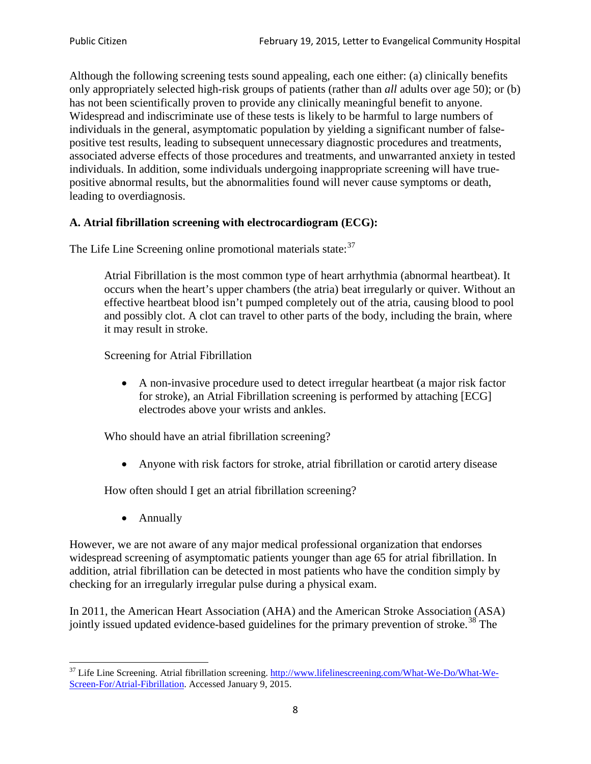Although the following screening tests sound appealing, each one either: (a) clinically benefits only appropriately selected high-risk groups of patients (rather than *all* adults over age 50); or (b) has not been scientifically proven to provide any clinically meaningful benefit to anyone. Widespread and indiscriminate use of these tests is likely to be harmful to large numbers of individuals in the general, asymptomatic population by yielding a significant number of false-positive test results, leading to subsequent unnecessary diagnostic procedures and treatments, associated adverse effects of those procedures and treatments, and unwarranted anxiety in tested individuals. In addition, some individuals undergoing inappropriate screening will have true-positive abnormal results, but the abnormalities found will never cause symptoms or death, leading to overdiagnosis.

**A. Atrial fibrillation screening with electrocardiogram (ECG):**

The Life Line Screening online promotional materials state:[37]

> Atrial Fibrillation is the most common type of heart arrhythmia (abnormal heartbeat). It occurs when the heart's upper chambers (the atria) beat irregularly or quiver. Without an effective heartbeat blood isn't pumped completely out of the atria, causing blood to pool and possibly clot. A clot can travel to other parts of the body, including the brain, where it may result in stroke.
>
> Screening for Atrial Fibrillation
>
> - A non-invasive procedure used to detect irregular heartbeat (a major risk factor for stroke), an Atrial Fibrillation screening is performed by attaching [ECG] electrodes above your wrists and ankles.
>
> Who should have an atrial fibrillation screening?
>
> - Anyone with risk factors for stroke, atrial fibrillation or carotid artery disease
>
> How often should I get an atrial fibrillation screening?
>
> - Annually

However, we are not aware of any major medical professional organization that endorses widespread screening of asymptomatic patients younger than age 65 for atrial fibrillation. In addition, atrial fibrillation can be detected in most patients who have the condition simply by checking for an irregularly irregular pulse during a physical exam.

In 2011, the American Heart Association (AHA) and the American Stroke Association (ASA) jointly issued updated evidence-based guidelines for the primary prevention of stroke.[38] The

---

[37] Life Line Screening. Atrial fibrillation screening. http://www.lifelinescreening.com/What-We-Do/What-We-Screen-For/Atrial-Fibrillation. Accessed January 9, 2015.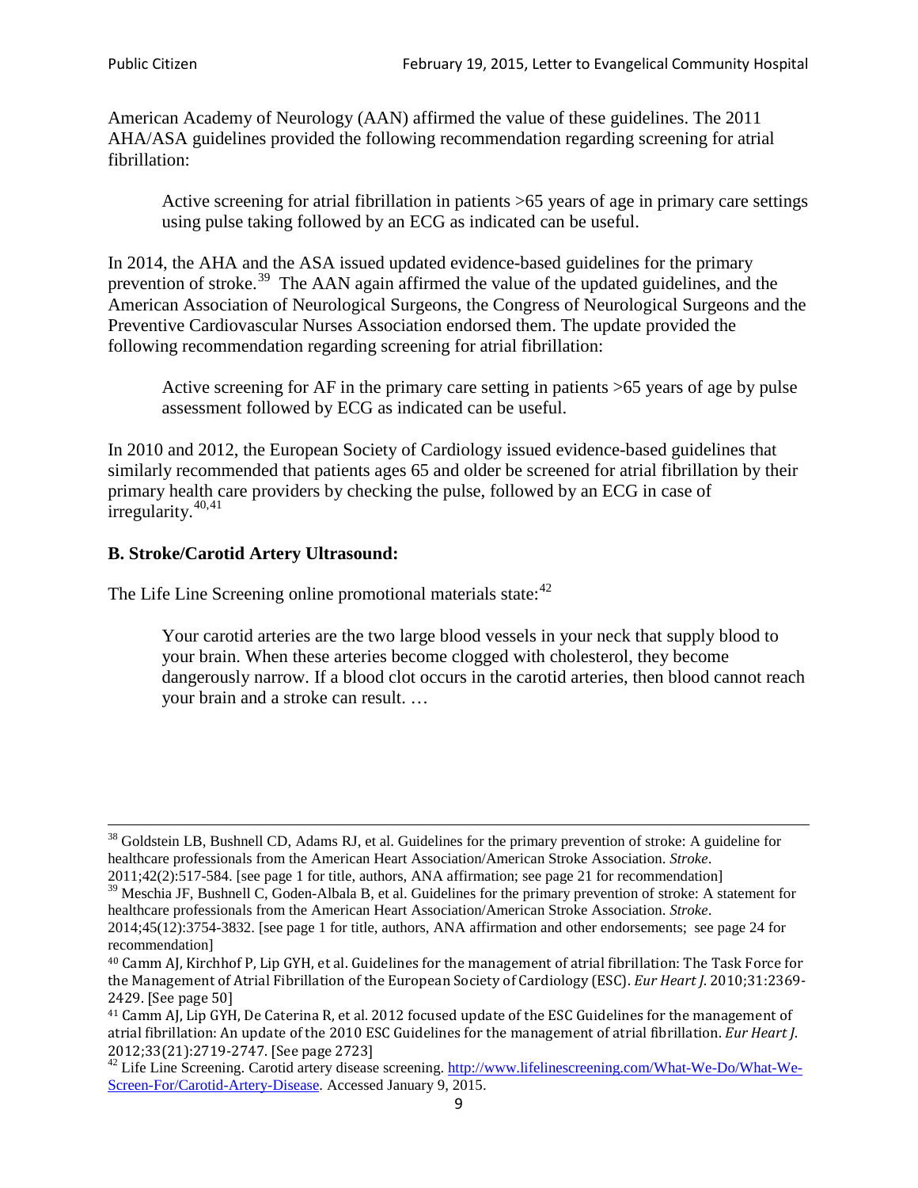American Academy of Neurology (AAN) affirmed the value of these guidelines. The 2011 AHA/ASA guidelines provided the following recommendation regarding screening for atrial fibrillation:

> Active screening for atrial fibrillation in patients >65 years of age in primary care settings using pulse taking followed by an ECG as indicated can be useful.

In 2014, the AHA and the ASA issued updated evidence-based guidelines for the primary prevention of stroke.[39] The AAN again affirmed the value of the updated guidelines, and the American Association of Neurological Surgeons, the Congress of Neurological Surgeons and the Preventive Cardiovascular Nurses Association endorsed them. The update provided the following recommendation regarding screening for atrial fibrillation:

> Active screening for AF in the primary care setting in patients >65 years of age by pulse assessment followed by ECG as indicated can be useful.

In 2010 and 2012, the European Society of Cardiology issued evidence-based guidelines that similarly recommended that patients ages 65 and older be screened for atrial fibrillation by their primary health care providers by checking the pulse, followed by an ECG in case of irregularity.[40,41]

### B. Stroke/Carotid Artery Ultrasound:

The Life Line Screening online promotional materials state:[42]

> Your carotid arteries are the two large blood vessels in your neck that supply blood to your brain. When these arteries become clogged with cholesterol, they become dangerously narrow. If a blood clot occurs in the carotid arteries, then blood cannot reach your brain and a stroke can result. …

---

[38] Goldstein LB, Bushnell CD, Adams RJ, et al. Guidelines for the primary prevention of stroke: A guideline for healthcare professionals from the American Heart Association/American Stroke Association. *Stroke*. 2011;42(2):517-584. [see page 1 for title, authors, ANA affirmation; see page 21 for recommendation]

[39] Meschia JF, Bushnell C, Goden-Albala B, et al. Guidelines for the primary prevention of stroke: A statement for healthcare professionals from the American Heart Association/American Stroke Association. *Stroke*. 2014;45(12):3754-3832. [see page 1 for title, authors, ANA affirmation and other endorsements; see page 24 for recommendation]

[40] Camm AJ, Kirchhof P, Lip GYH, et al. Guidelines for the management of atrial fibrillation: The Task Force for the Management of Atrial Fibrillation of the European Society of Cardiology (ESC). *Eur Heart J*. 2010;31:2369-2429. [See page 50]

[41] Camm AJ, Lip GYH, De Caterina R, et al. 2012 focused update of the ESC Guidelines for the management of atrial fibrillation: An update of the 2010 ESC Guidelines for the management of atrial fibrillation. *Eur Heart J*. 2012;33(21):2719-2747. [See page 2723]

[42] Life Line Screening. Carotid artery disease screening. http://www.lifelinescreening.com/What-We-Do/What-We-Screen-For/Carotid-Artery-Disease. Accessed January 9, 2015.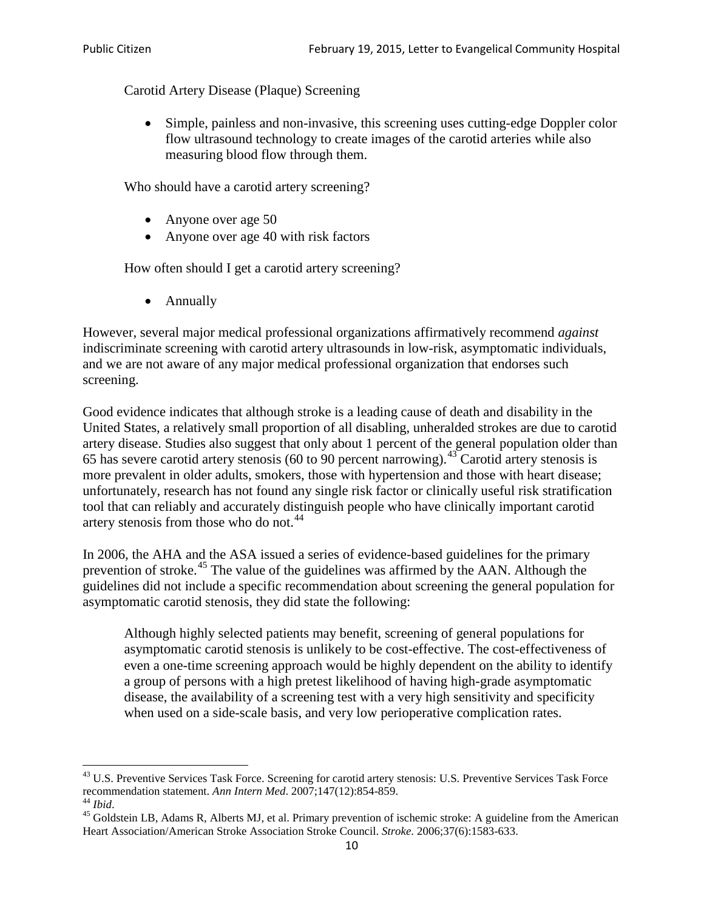Carotid Artery Disease (Plaque) Screening

- Simple, painless and non-invasive, this screening uses cutting-edge Doppler color flow ultrasound technology to create images of the carotid arteries while also measuring blood flow through them.

Who should have a carotid artery screening?

- Anyone over age 50
- Anyone over age 40 with risk factors

How often should I get a carotid artery screening?

- Annually

However, several major medical professional organizations affirmatively recommend *against* indiscriminate screening with carotid artery ultrasounds in low-risk, asymptomatic individuals, and we are not aware of any major medical professional organization that endorses such screening.

Good evidence indicates that although stroke is a leading cause of death and disability in the United States, a relatively small proportion of all disabling, unheralded strokes are due to carotid artery disease. Studies also suggest that only about 1 percent of the general population older than 65 has severe carotid artery stenosis (60 to 90 percent narrowing).[43] Carotid artery stenosis is more prevalent in older adults, smokers, those with hypertension and those with heart disease; unfortunately, research has not found any single risk factor or clinically useful risk stratification tool that can reliably and accurately distinguish people who have clinically important carotid artery stenosis from those who do not.[44]

In 2006, the AHA and the ASA issued a series of evidence-based guidelines for the primary prevention of stroke.[45] The value of the guidelines was affirmed by the AAN. Although the guidelines did not include a specific recommendation about screening the general population for asymptomatic carotid stenosis, they did state the following:

> Although highly selected patients may benefit, screening of general populations for asymptomatic carotid stenosis is unlikely to be cost-effective. The cost-effectiveness of even a one-time screening approach would be highly dependent on the ability to identify a group of persons with a high pretest likelihood of having high-grade asymptomatic disease, the availability of a screening test with a very high sensitivity and specificity when used on a side-scale basis, and very low perioperative complication rates.

[43] U.S. Preventive Services Task Force. Screening for carotid artery stenosis: U.S. Preventive Services Task Force recommendation statement. *Ann Intern Med*. 2007;147(12):854-859.

[44] *Ibid*.

[45] Goldstein LB, Adams R, Alberts MJ, et al. Primary prevention of ischemic stroke: A guideline from the American Heart Association/American Stroke Association Stroke Council. *Stroke*. 2006;37(6):1583-633.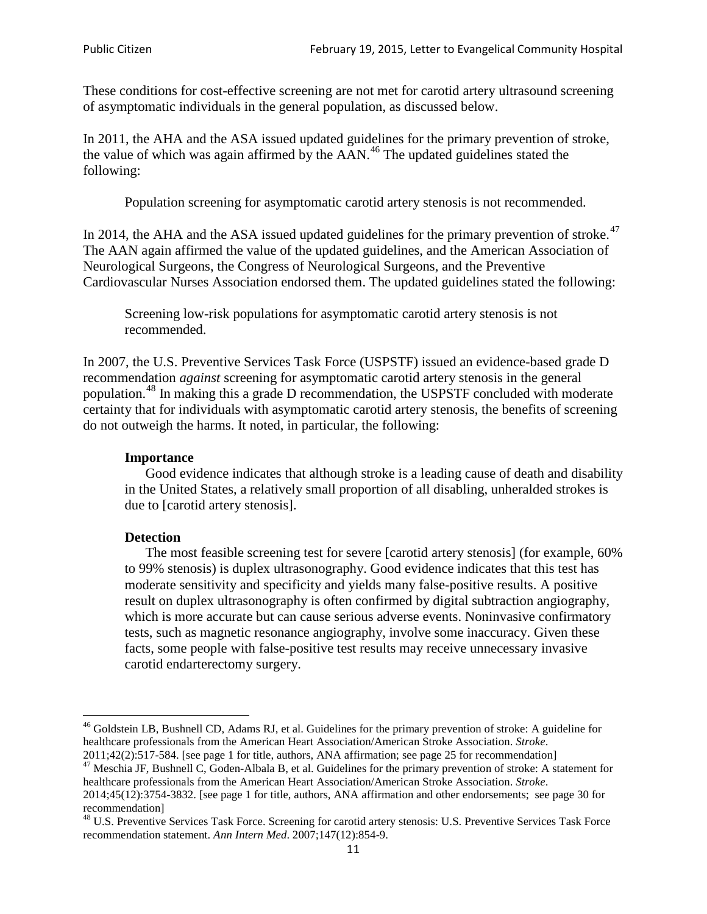These conditions for cost-effective screening are not met for carotid artery ultrasound screening of asymptomatic individuals in the general population, as discussed below.

In 2011, the AHA and the ASA issued updated guidelines for the primary prevention of stroke, the value of which was again affirmed by the AAN.[46] The updated guidelines stated the following:

> Population screening for asymptomatic carotid artery stenosis is not recommended.

In 2014, the AHA and the ASA issued updated guidelines for the primary prevention of stroke.[47] The AAN again affirmed the value of the updated guidelines, and the American Association of Neurological Surgeons, the Congress of Neurological Surgeons, and the Preventive Cardiovascular Nurses Association endorsed them. The updated guidelines stated the following:

> Screening low-risk populations for asymptomatic carotid artery stenosis is not recommended.

In 2007, the U.S. Preventive Services Task Force (USPSTF) issued an evidence-based grade D recommendation *against* screening for asymptomatic carotid artery stenosis in the general population.[48] In making this a grade D recommendation, the USPSTF concluded with moderate certainty that for individuals with asymptomatic carotid artery stenosis, the benefits of screening do not outweigh the harms. It noted, in particular, the following:

> **Importance**
>
> Good evidence indicates that although stroke is a leading cause of death and disability in the United States, a relatively small proportion of all disabling, unheralded strokes is due to [carotid artery stenosis].
>
> **Detection**
>
> The most feasible screening test for severe [carotid artery stenosis] (for example, 60% to 99% stenosis) is duplex ultrasonography. Good evidence indicates that this test has moderate sensitivity and specificity and yields many false-positive results. A positive result on duplex ultrasonography is often confirmed by digital subtraction angiography, which is more accurate but can cause serious adverse events. Noninvasive confirmatory tests, such as magnetic resonance angiography, involve some inaccuracy. Given these facts, some people with false-positive test results may receive unnecessary invasive carotid endarterectomy surgery.

---

[46] Goldstein LB, Bushnell CD, Adams RJ, et al. Guidelines for the primary prevention of stroke: A guideline for healthcare professionals from the American Heart Association/American Stroke Association. *Stroke*. 2011;42(2):517-584. [see page 1 for title, authors, ANA affirmation; see page 25 for recommendation]

[47] Meschia JF, Bushnell C, Goden-Albala B, et al. Guidelines for the primary prevention of stroke: A statement for healthcare professionals from the American Heart Association/American Stroke Association. *Stroke*. 2014;45(12):3754-3832. [see page 1 for title, authors, ANA affirmation and other endorsements; see page 30 for recommendation]

[48] U.S. Preventive Services Task Force. Screening for carotid artery stenosis: U.S. Preventive Services Task Force recommendation statement. *Ann Intern Med*. 2007;147(12):854-9.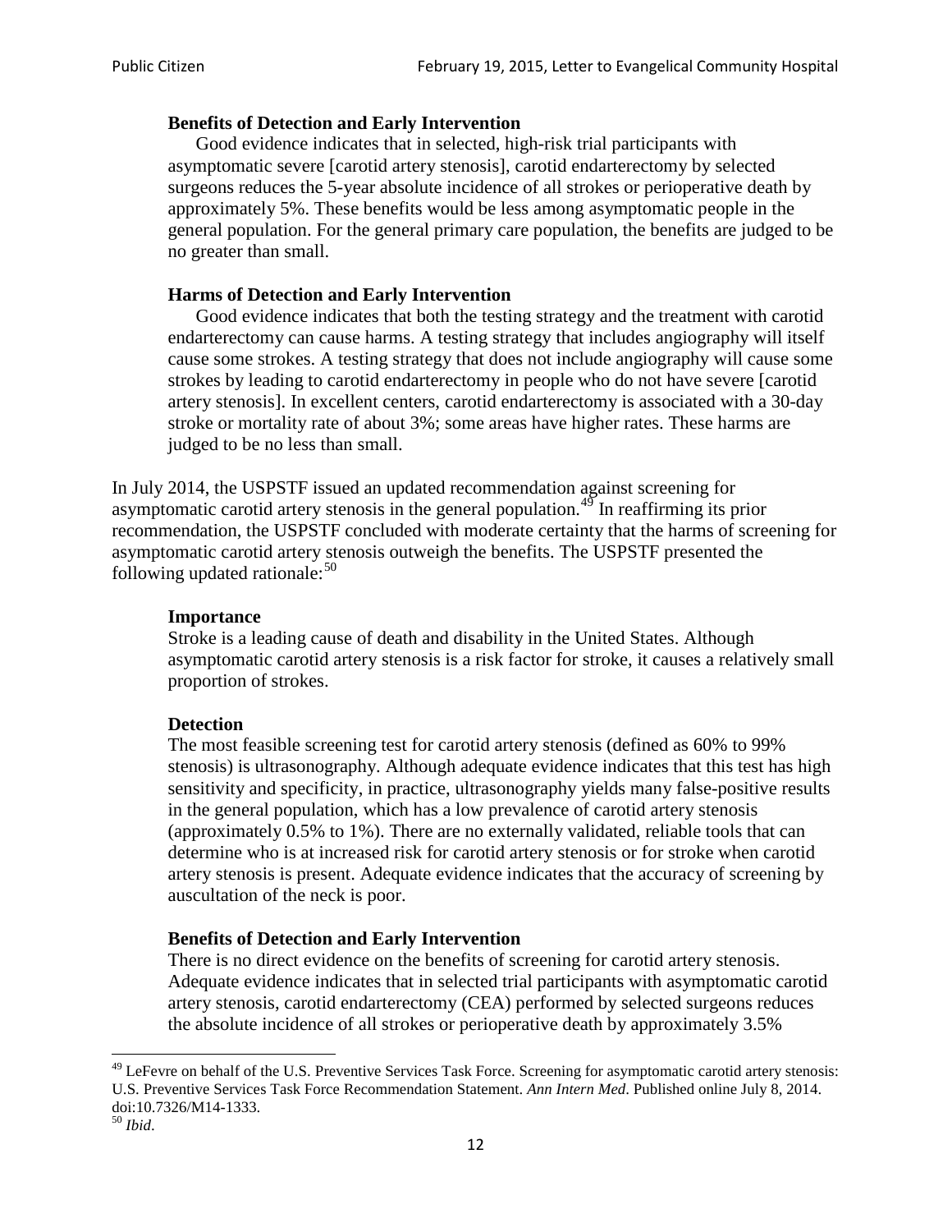**Benefits of Detection and Early Intervention**

Good evidence indicates that in selected, high-risk trial participants with asymptomatic severe [carotid artery stenosis], carotid endarterectomy by selected surgeons reduces the 5-year absolute incidence of all strokes or perioperative death by approximately 5%. These benefits would be less among asymptomatic people in the general population. For the general primary care population, the benefits are judged to be no greater than small.

**Harms of Detection and Early Intervention**

Good evidence indicates that both the testing strategy and the treatment with carotid endarterectomy can cause harms. A testing strategy that includes angiography will itself cause some strokes. A testing strategy that does not include angiography will cause some strokes by leading to carotid endarterectomy in people who do not have severe [carotid artery stenosis]. In excellent centers, carotid endarterectomy is associated with a 30-day stroke or mortality rate of about 3%; some areas have higher rates. These harms are judged to be no less than small.

In July 2014, the USPSTF issued an updated recommendation against screening for asymptomatic carotid artery stenosis in the general population.[49] In reaffirming its prior recommendation, the USPSTF concluded with moderate certainty that the harms of screening for asymptomatic carotid artery stenosis outweigh the benefits. The USPSTF presented the following updated rationale:[50]

**Importance**

Stroke is a leading cause of death and disability in the United States. Although asymptomatic carotid artery stenosis is a risk factor for stroke, it causes a relatively small proportion of strokes.

**Detection**

The most feasible screening test for carotid artery stenosis (defined as 60% to 99% stenosis) is ultrasonography. Although adequate evidence indicates that this test has high sensitivity and specificity, in practice, ultrasonography yields many false-positive results in the general population, which has a low prevalence of carotid artery stenosis (approximately 0.5% to 1%). There are no externally validated, reliable tools that can determine who is at increased risk for carotid artery stenosis or for stroke when carotid artery stenosis is present. Adequate evidence indicates that the accuracy of screening by auscultation of the neck is poor.

**Benefits of Detection and Early Intervention**

There is no direct evidence on the benefits of screening for carotid artery stenosis. Adequate evidence indicates that in selected trial participants with asymptomatic carotid artery stenosis, carotid endarterectomy (CEA) performed by selected surgeons reduces the absolute incidence of all strokes or perioperative death by approximately 3.5%

---

[49] LeFevre on behalf of the U.S. Preventive Services Task Force. Screening for asymptomatic carotid artery stenosis: U.S. Preventive Services Task Force Recommendation Statement. *Ann Intern Med*. Published online July 8, 2014. doi:10.7326/M14-1333.

[50] *Ibid*.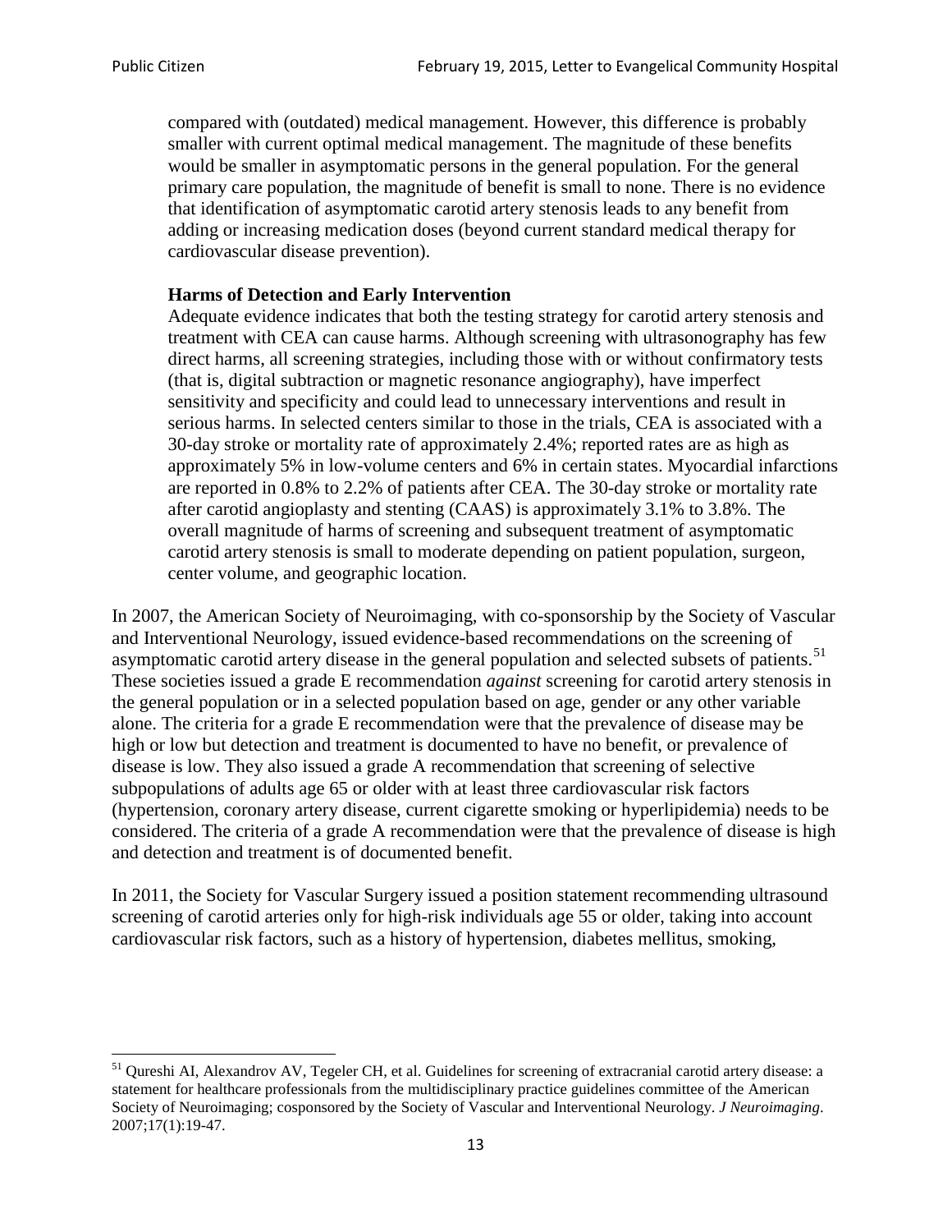compared with (outdated) medical management. However, this difference is probably smaller with current optimal medical management. The magnitude of these benefits would be smaller in asymptomatic persons in the general population. For the general primary care population, the magnitude of benefit is small to none. There is no evidence that identification of asymptomatic carotid artery stenosis leads to any benefit from adding or increasing medication doses (beyond current standard medical therapy for cardiovascular disease prevention).

> **Harms of Detection and Early Intervention**
> Adequate evidence indicates that both the testing strategy for carotid artery stenosis and treatment with CEA can cause harms. Although screening with ultrasonography has few direct harms, all screening strategies, including those with or without confirmatory tests (that is, digital subtraction or magnetic resonance angiography), have imperfect sensitivity and specificity and could lead to unnecessary interventions and result in serious harms. In selected centers similar to those in the trials, CEA is associated with a 30-day stroke or mortality rate of approximately 2.4%; reported rates are as high as approximately 5% in low-volume centers and 6% in certain states. Myocardial infarctions are reported in 0.8% to 2.2% of patients after CEA. The 30-day stroke or mortality rate after carotid angioplasty and stenting (CAAS) is approximately 3.1% to 3.8%. The overall magnitude of harms of screening and subsequent treatment of asymptomatic carotid artery stenosis is small to moderate depending on patient population, surgeon, center volume, and geographic location.

In 2007, the American Society of Neuroimaging, with co-sponsorship by the Society of Vascular and Interventional Neurology, issued evidence-based recommendations on the screening of asymptomatic carotid artery disease in the general population and selected subsets of patients.[51] These societies issued a grade E recommendation *against* screening for carotid artery stenosis in the general population or in a selected population based on age, gender or any other variable alone. The criteria for a grade E recommendation were that the prevalence of disease may be high or low but detection and treatment is documented to have no benefit, or prevalence of disease is low. They also issued a grade A recommendation that screening of selective subpopulations of adults age 65 or older with at least three cardiovascular risk factors (hypertension, coronary artery disease, current cigarette smoking or hyperlipidemia) needs to be considered. The criteria of a grade A recommendation were that the prevalence of disease is high and detection and treatment is of documented benefit.

In 2011, the Society for Vascular Surgery issued a position statement recommending ultrasound screening of carotid arteries only for high-risk individuals age 55 or older, taking into account cardiovascular risk factors, such as a history of hypertension, diabetes mellitus, smoking,

---

[51] Qureshi AI, Alexandrov AV, Tegeler CH, et al. Guidelines for screening of extracranial carotid artery disease: a statement for healthcare professionals from the multidisciplinary practice guidelines committee of the American Society of Neuroimaging; cosponsored by the Society of Vascular and Interventional Neurology. *J Neuroimaging*. 2007;17(1):19-47.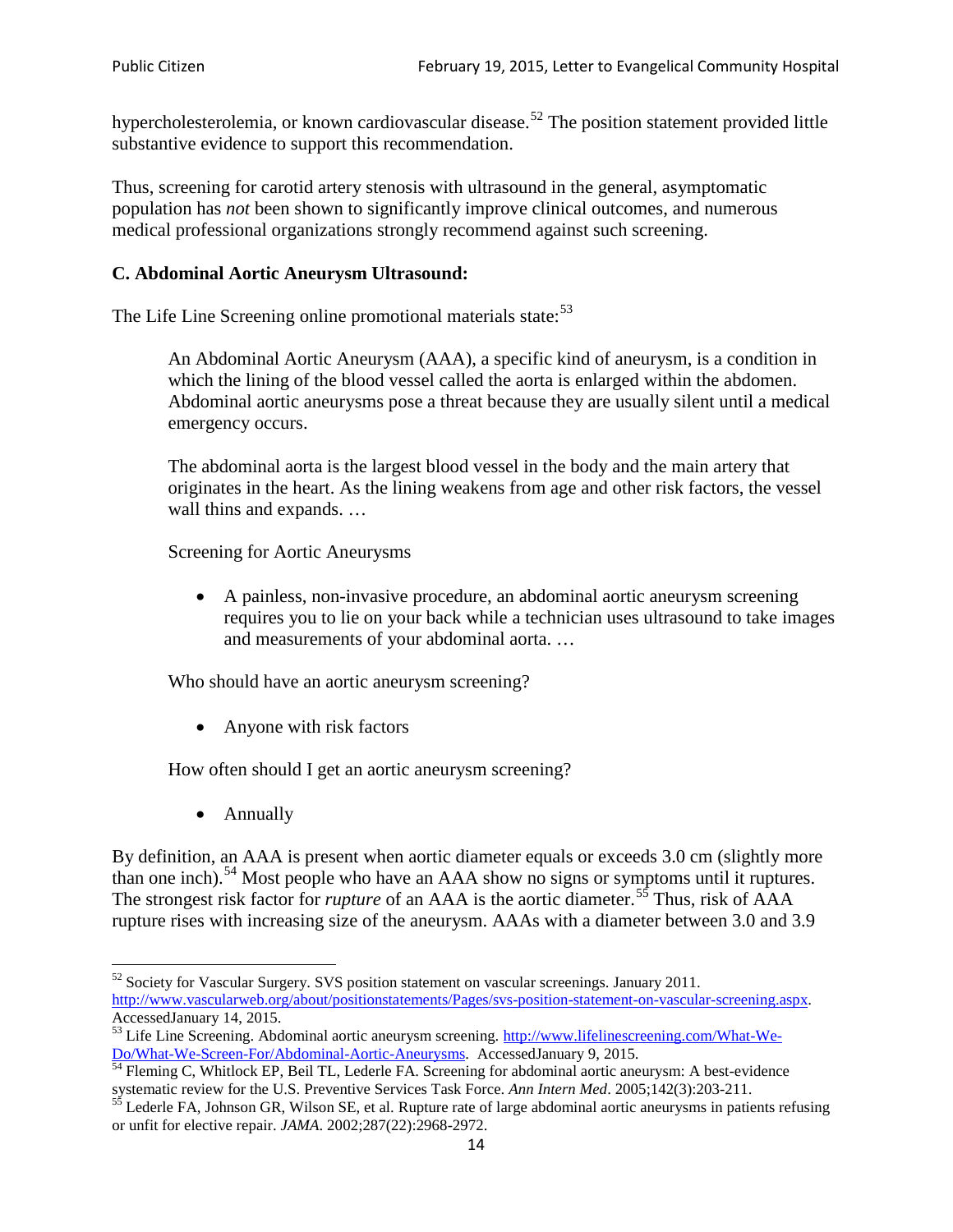hypercholesterolemia, or known cardiovascular disease.[52] The position statement provided little substantive evidence to support this recommendation.

Thus, screening for carotid artery stenosis with ultrasound in the general, asymptomatic population has *not* been shown to significantly improve clinical outcomes, and numerous medical professional organizations strongly recommend against such screening.

### C. Abdominal Aortic Aneurysm Ultrasound:

The Life Line Screening online promotional materials state:[53]

> An Abdominal Aortic Aneurysm (AAA), a specific kind of aneurysm, is a condition in which the lining of the blood vessel called the aorta is enlarged within the abdomen. Abdominal aortic aneurysms pose a threat because they are usually silent until a medical emergency occurs.
>
> The abdominal aorta is the largest blood vessel in the body and the main artery that originates in the heart. As the lining weakens from age and other risk factors, the vessel wall thins and expands. …
>
> Screening for Aortic Aneurysms
>
> - A painless, non-invasive procedure, an abdominal aortic aneurysm screening requires you to lie on your back while a technician uses ultrasound to take images and measurements of your abdominal aorta. …
>
> Who should have an aortic aneurysm screening?
>
> - Anyone with risk factors
>
> How often should I get an aortic aneurysm screening?
>
> - Annually

By definition, an AAA is present when aortic diameter equals or exceeds 3.0 cm (slightly more than one inch).[54] Most people who have an AAA show no signs or symptoms until it ruptures. The strongest risk factor for *rupture* of an AAA is the aortic diameter.[55] Thus, risk of AAA rupture rises with increasing size of the aneurysm. AAAs with a diameter between 3.0 and 3.9

---

[52] Society for Vascular Surgery. SVS position statement on vascular screenings. January 2011. http://www.vascularweb.org/about/positionstatements/Pages/svs-position-statement-on-vascular-screening.aspx. AccessedJanuary 14, 2015.

[53] Life Line Screening. Abdominal aortic aneurysm screening. http://www.lifelinescreening.com/What-We-Do/What-We-Screen-For/Abdominal-Aortic-Aneurysms. AccessedJanuary 9, 2015.

[54] Fleming C, Whitlock EP, Beil TL, Lederle FA. Screening for abdominal aortic aneurysm: A best-evidence systematic review for the U.S. Preventive Services Task Force. *Ann Intern Med*. 2005;142(3):203-211.

[55] Lederle FA, Johnson GR, Wilson SE, et al. Rupture rate of large abdominal aortic aneurysms in patients refusing or unfit for elective repair. *JAMA*. 2002;287(22):2968-2972.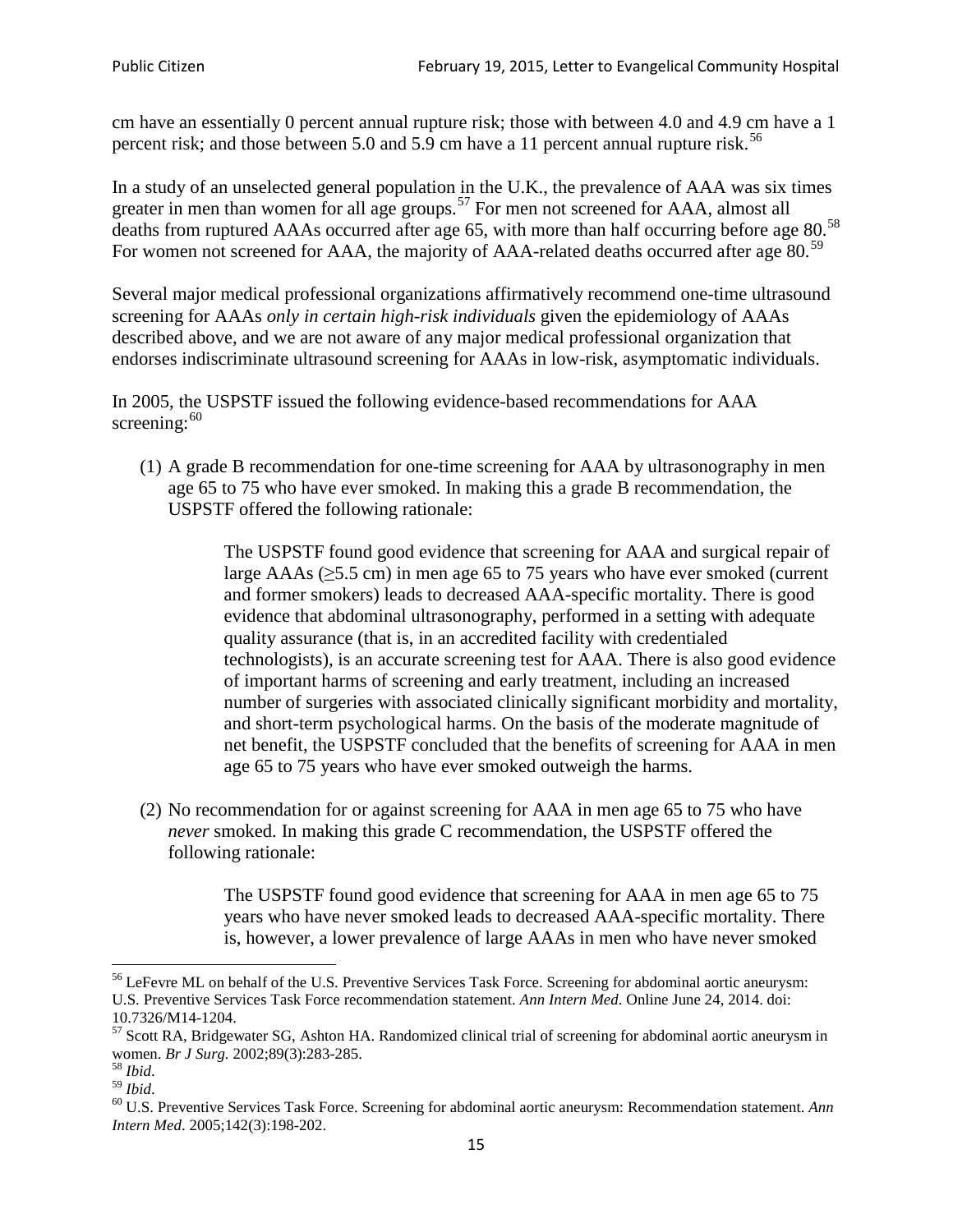cm have an essentially 0 percent annual rupture risk; those with between 4.0 and 4.9 cm have a 1 percent risk; and those between 5.0 and 5.9 cm have a 11 percent annual rupture risk.[56]

In a study of an unselected general population in the U.K., the prevalence of AAA was six times greater in men than women for all age groups.[57] For men not screened for AAA, almost all deaths from ruptured AAAs occurred after age 65, with more than half occurring before age 80.[58] For women not screened for AAA, the majority of AAA-related deaths occurred after age 80.[59]

Several major medical professional organizations affirmatively recommend one-time ultrasound screening for AAAs *only in certain high-risk individuals* given the epidemiology of AAAs described above, and we are not aware of any major medical professional organization that endorses indiscriminate ultrasound screening for AAAs in low-risk, asymptomatic individuals.

In 2005, the USPSTF issued the following evidence-based recommendations for AAA screening:[60]

(1) A grade B recommendation for one-time screening for AAA by ultrasonography in men age 65 to 75 who have ever smoked. In making this a grade B recommendation, the USPSTF offered the following rationale:

> The USPSTF found good evidence that screening for AAA and surgical repair of large AAAs (≥5.5 cm) in men age 65 to 75 years who have ever smoked (current and former smokers) leads to decreased AAA-specific mortality. There is good evidence that abdominal ultrasonography, performed in a setting with adequate quality assurance (that is, in an accredited facility with credentialed technologists), is an accurate screening test for AAA. There is also good evidence of important harms of screening and early treatment, including an increased number of surgeries with associated clinically significant morbidity and mortality, and short-term psychological harms. On the basis of the moderate magnitude of net benefit, the USPSTF concluded that the benefits of screening for AAA in men age 65 to 75 years who have ever smoked outweigh the harms.

(2) No recommendation for or against screening for AAA in men age 65 to 75 who have *never* smoked. In making this grade C recommendation, the USPSTF offered the following rationale:

> The USPSTF found good evidence that screening for AAA in men age 65 to 75 years who have never smoked leads to decreased AAA-specific mortality. There is, however, a lower prevalence of large AAAs in men who have never smoked

---

[56] LeFevre ML on behalf of the U.S. Preventive Services Task Force. Screening for abdominal aortic aneurysm: U.S. Preventive Services Task Force recommendation statement. *Ann Intern Med*. Online June 24, 2014. doi: 10.7326/M14-1204.

[57] Scott RA, Bridgewater SG, Ashton HA. Randomized clinical trial of screening for abdominal aortic aneurysm in women. *Br J Surg.* 2002;89(3):283-285.

[58] *Ibid*.

[59] *Ibid*.

[60] U.S. Preventive Services Task Force. Screening for abdominal aortic aneurysm: Recommendation statement. *Ann Intern Med*. 2005;142(3):198-202.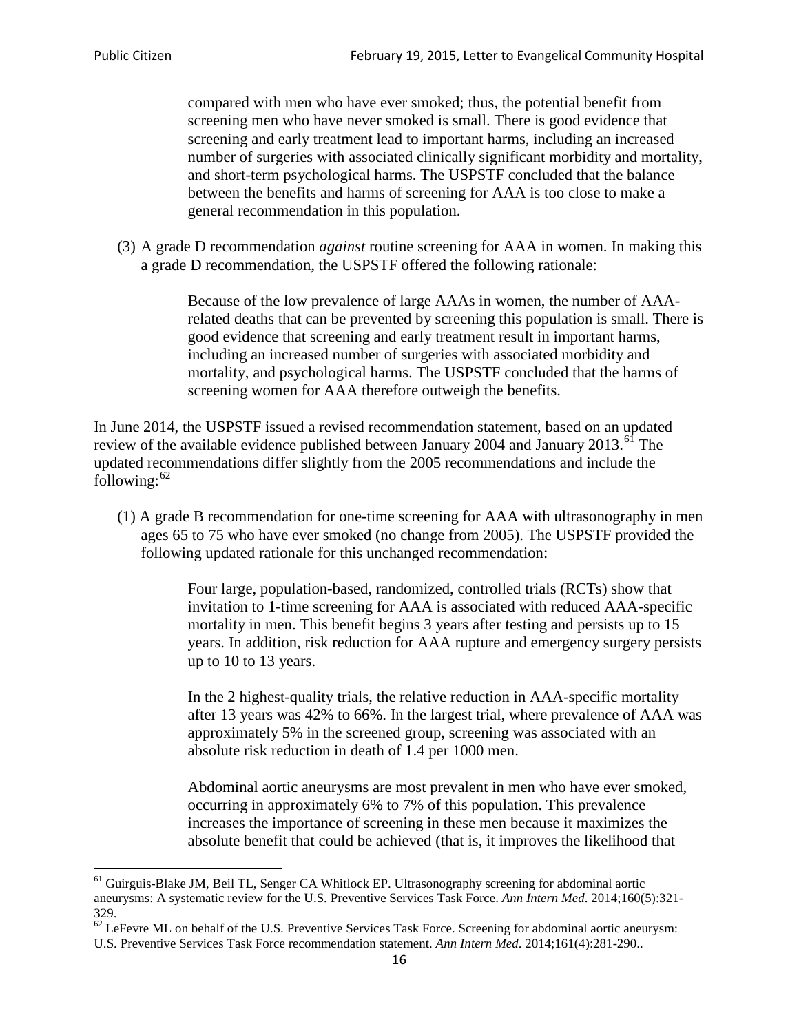> compared with men who have ever smoked; thus, the potential benefit from screening men who have never smoked is small. There is good evidence that screening and early treatment lead to important harms, including an increased number of surgeries with associated clinically significant morbidity and mortality, and short-term psychological harms. The USPSTF concluded that the balance between the benefits and harms of screening for AAA is too close to make a general recommendation in this population.

(3) A grade D recommendation *against* routine screening for AAA in women. In making this a grade D recommendation, the USPSTF offered the following rationale:

> Because of the low prevalence of large AAAs in women, the number of AAA-related deaths that can be prevented by screening this population is small. There is good evidence that screening and early treatment result in important harms, including an increased number of surgeries with associated morbidity and mortality, and psychological harms. The USPSTF concluded that the harms of screening women for AAA therefore outweigh the benefits.

In June 2014, the USPSTF issued a revised recommendation statement, based on an updated review of the available evidence published between January 2004 and January 2013.[61] The updated recommendations differ slightly from the 2005 recommendations and include the following:[62]

(1) A grade B recommendation for one-time screening for AAA with ultrasonography in men ages 65 to 75 who have ever smoked (no change from 2005). The USPSTF provided the following updated rationale for this unchanged recommendation:

> Four large, population-based, randomized, controlled trials (RCTs) show that invitation to 1-time screening for AAA is associated with reduced AAA-specific mortality in men. This benefit begins 3 years after testing and persists up to 15 years. In addition, risk reduction for AAA rupture and emergency surgery persists up to 10 to 13 years.
>
> In the 2 highest-quality trials, the relative reduction in AAA-specific mortality after 13 years was 42% to 66%. In the largest trial, where prevalence of AAA was approximately 5% in the screened group, screening was associated with an absolute risk reduction in death of 1.4 per 1000 men.
>
> Abdominal aortic aneurysms are most prevalent in men who have ever smoked, occurring in approximately 6% to 7% of this population. This prevalence increases the importance of screening in these men because it maximizes the absolute benefit that could be achieved (that is, it improves the likelihood that

---

[61] Guirguis-Blake JM, Beil TL, Senger CA Whitlock EP. Ultrasonography screening for abdominal aortic aneurysms: A systematic review for the U.S. Preventive Services Task Force. *Ann Intern Med*. 2014;160(5):321-329.

[62] LeFevre ML on behalf of the U.S. Preventive Services Task Force. Screening for abdominal aortic aneurysm: U.S. Preventive Services Task Force recommendation statement. *Ann Intern Med*. 2014;161(4):281-290..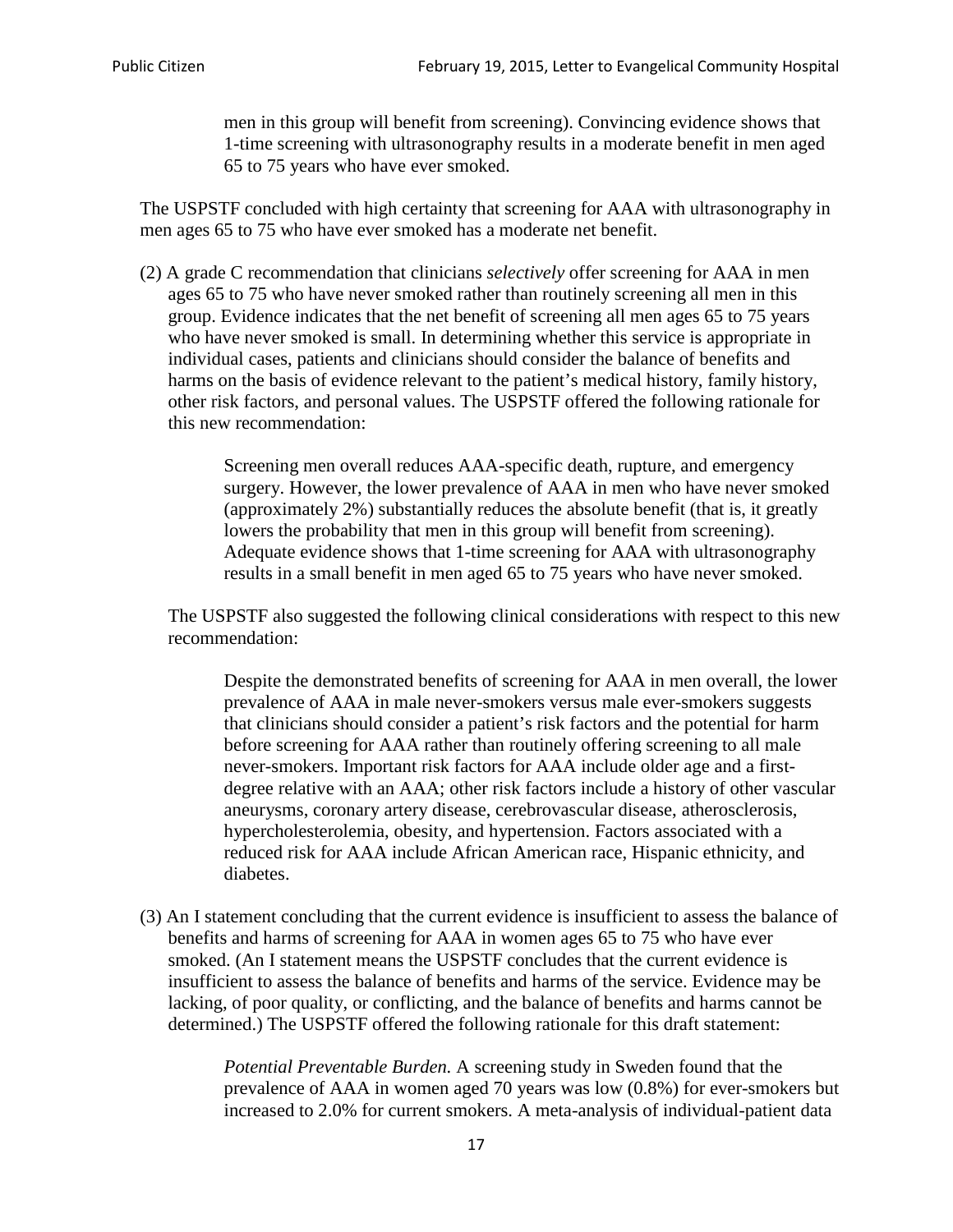> men in this group will benefit from screening). Convincing evidence shows that 1-time screening with ultrasonography results in a moderate benefit in men aged 65 to 75 years who have ever smoked.

The USPSTF concluded with high certainty that screening for AAA with ultrasonography in men ages 65 to 75 who have ever smoked has a moderate net benefit.

(2) A grade C recommendation that clinicians *selectively* offer screening for AAA in men ages 65 to 75 who have never smoked rather than routinely screening all men in this group. Evidence indicates that the net benefit of screening all men ages 65 to 75 years who have never smoked is small. In determining whether this service is appropriate in individual cases, patients and clinicians should consider the balance of benefits and harms on the basis of evidence relevant to the patient's medical history, family history, other risk factors, and personal values. The USPSTF offered the following rationale for this new recommendation:

> Screening men overall reduces AAA-specific death, rupture, and emergency surgery. However, the lower prevalence of AAA in men who have never smoked (approximately 2%) substantially reduces the absolute benefit (that is, it greatly lowers the probability that men in this group will benefit from screening). Adequate evidence shows that 1-time screening for AAA with ultrasonography results in a small benefit in men aged 65 to 75 years who have never smoked.

The USPSTF also suggested the following clinical considerations with respect to this new recommendation:

> Despite the demonstrated benefits of screening for AAA in men overall, the lower prevalence of AAA in male never-smokers versus male ever-smokers suggests that clinicians should consider a patient's risk factors and the potential for harm before screening for AAA rather than routinely offering screening to all male never-smokers. Important risk factors for AAA include older age and a first-degree relative with an AAA; other risk factors include a history of other vascular aneurysms, coronary artery disease, cerebrovascular disease, atherosclerosis, hypercholesterolemia, obesity, and hypertension. Factors associated with a reduced risk for AAA include African American race, Hispanic ethnicity, and diabetes.

(3) An I statement concluding that the current evidence is insufficient to assess the balance of benefits and harms of screening for AAA in women ages 65 to 75 who have ever smoked. (An I statement means the USPSTF concludes that the current evidence is insufficient to assess the balance of benefits and harms of the service. Evidence may be lacking, of poor quality, or conflicting, and the balance of benefits and harms cannot be determined.) The USPSTF offered the following rationale for this draft statement:

> *Potential Preventable Burden.* A screening study in Sweden found that the prevalence of AAA in women aged 70 years was low (0.8%) for ever-smokers but increased to 2.0% for current smokers. A meta-analysis of individual-patient data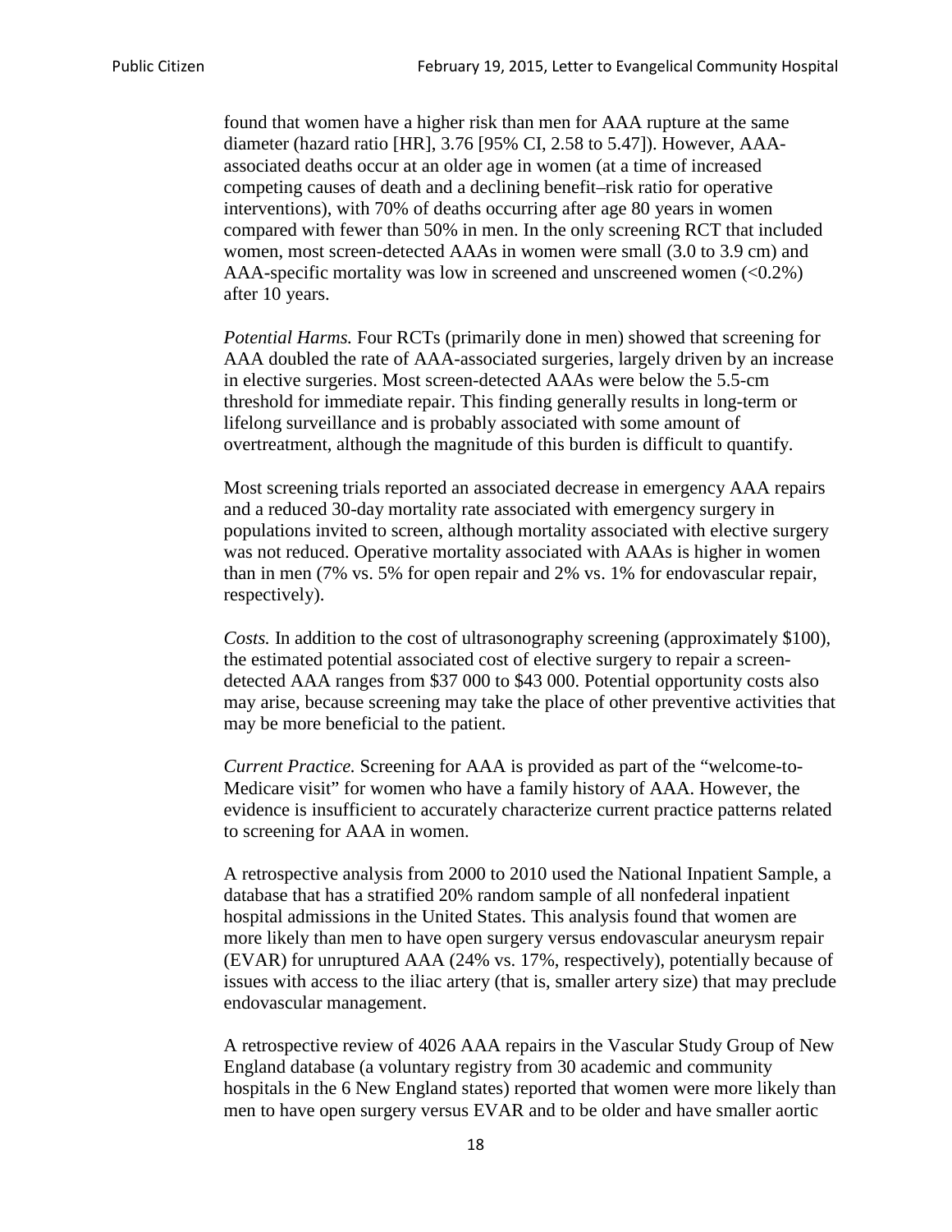found that women have a higher risk than men for AAA rupture at the same diameter (hazard ratio [HR], 3.76 [95% CI, 2.58 to 5.47]). However, AAA-associated deaths occur at an older age in women (at a time of increased competing causes of death and a declining benefit–risk ratio for operative interventions), with 70% of deaths occurring after age 80 years in women compared with fewer than 50% in men. In the only screening RCT that included women, most screen-detected AAAs in women were small (3.0 to 3.9 cm) and AAA-specific mortality was low in screened and unscreened women (<0.2%) after 10 years.

*Potential Harms.* Four RCTs (primarily done in men) showed that screening for AAA doubled the rate of AAA-associated surgeries, largely driven by an increase in elective surgeries. Most screen-detected AAAs were below the 5.5-cm threshold for immediate repair. This finding generally results in long-term or lifelong surveillance and is probably associated with some amount of overtreatment, although the magnitude of this burden is difficult to quantify.

Most screening trials reported an associated decrease in emergency AAA repairs and a reduced 30-day mortality rate associated with emergency surgery in populations invited to screen, although mortality associated with elective surgery was not reduced. Operative mortality associated with AAAs is higher in women than in men (7% vs. 5% for open repair and 2% vs. 1% for endovascular repair, respectively).

*Costs.* In addition to the cost of ultrasonography screening (approximately $100), the estimated potential associated cost of elective surgery to repair a screen-detected AAA ranges from $37 000 to $43 000. Potential opportunity costs also may arise, because screening may take the place of other preventive activities that may be more beneficial to the patient.

*Current Practice.* Screening for AAA is provided as part of the "welcome-to-Medicare visit" for women who have a family history of AAA. However, the evidence is insufficient to accurately characterize current practice patterns related to screening for AAA in women.

A retrospective analysis from 2000 to 2010 used the National Inpatient Sample, a database that has a stratified 20% random sample of all nonfederal inpatient hospital admissions in the United States. This analysis found that women are more likely than men to have open surgery versus endovascular aneurysm repair (EVAR) for unruptured AAA (24% vs. 17%, respectively), potentially because of issues with access to the iliac artery (that is, smaller artery size) that may preclude endovascular management.

A retrospective review of 4026 AAA repairs in the Vascular Study Group of New England database (a voluntary registry from 30 academic and community hospitals in the 6 New England states) reported that women were more likely than men to have open surgery versus EVAR and to be older and have smaller aortic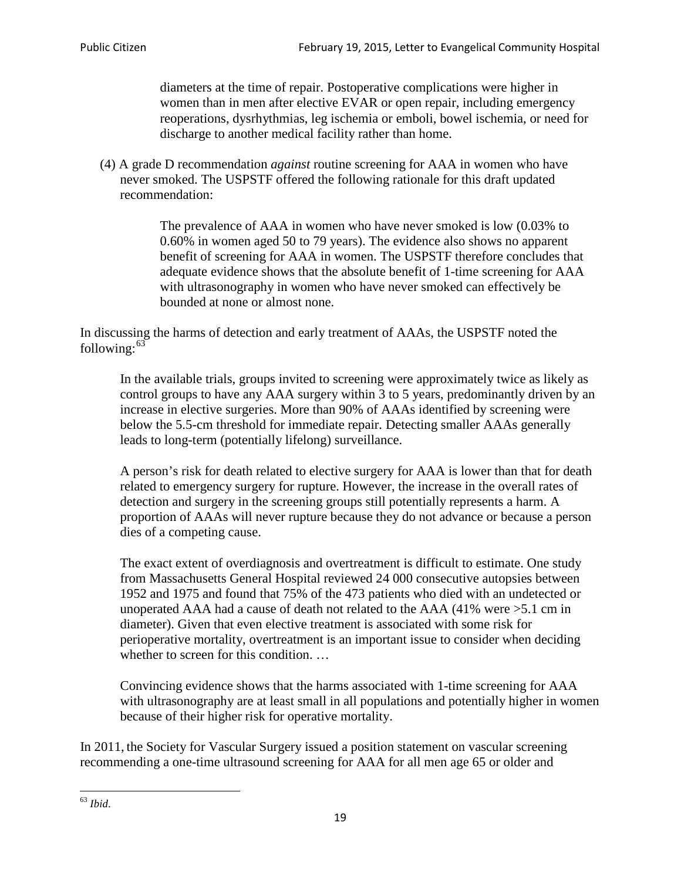> diameters at the time of repair. Postoperative complications were higher in women than in men after elective EVAR or open repair, including emergency reoperations, dysrhythmias, leg ischemia or emboli, bowel ischemia, or need for discharge to another medical facility rather than home.

(4) A grade D recommendation *against* routine screening for AAA in women who have never smoked. The USPSTF offered the following rationale for this draft updated recommendation:

> The prevalence of AAA in women who have never smoked is low (0.03% to 0.60% in women aged 50 to 79 years). The evidence also shows no apparent benefit of screening for AAA in women. The USPSTF therefore concludes that adequate evidence shows that the absolute benefit of 1-time screening for AAA with ultrasonography in women who have never smoked can effectively be bounded at none or almost none.

In discussing the harms of detection and early treatment of AAAs, the USPSTF noted the following:[63]

> In the available trials, groups invited to screening were approximately twice as likely as control groups to have any AAA surgery within 3 to 5 years, predominantly driven by an increase in elective surgeries. More than 90% of AAAs identified by screening were below the 5.5-cm threshold for immediate repair. Detecting smaller AAAs generally leads to long-term (potentially lifelong) surveillance.
>
> A person's risk for death related to elective surgery for AAA is lower than that for death related to emergency surgery for rupture. However, the increase in the overall rates of detection and surgery in the screening groups still potentially represents a harm. A proportion of AAAs will never rupture because they do not advance or because a person dies of a competing cause.
>
> The exact extent of overdiagnosis and overtreatment is difficult to estimate. One study from Massachusetts General Hospital reviewed 24 000 consecutive autopsies between 1952 and 1975 and found that 75% of the 473 patients who died with an undetected or unoperated AAA had a cause of death not related to the AAA (41% were >5.1 cm in diameter). Given that even elective treatment is associated with some risk for perioperative mortality, overtreatment is an important issue to consider when deciding whether to screen for this condition. …
>
> Convincing evidence shows that the harms associated with 1-time screening for AAA with ultrasonography are at least small in all populations and potentially higher in women because of their higher risk for operative mortality.

In 2011, the Society for Vascular Surgery issued a position statement on vascular screening recommending a one-time ultrasound screening for AAA for all men age 65 or older and

[63] *Ibid*.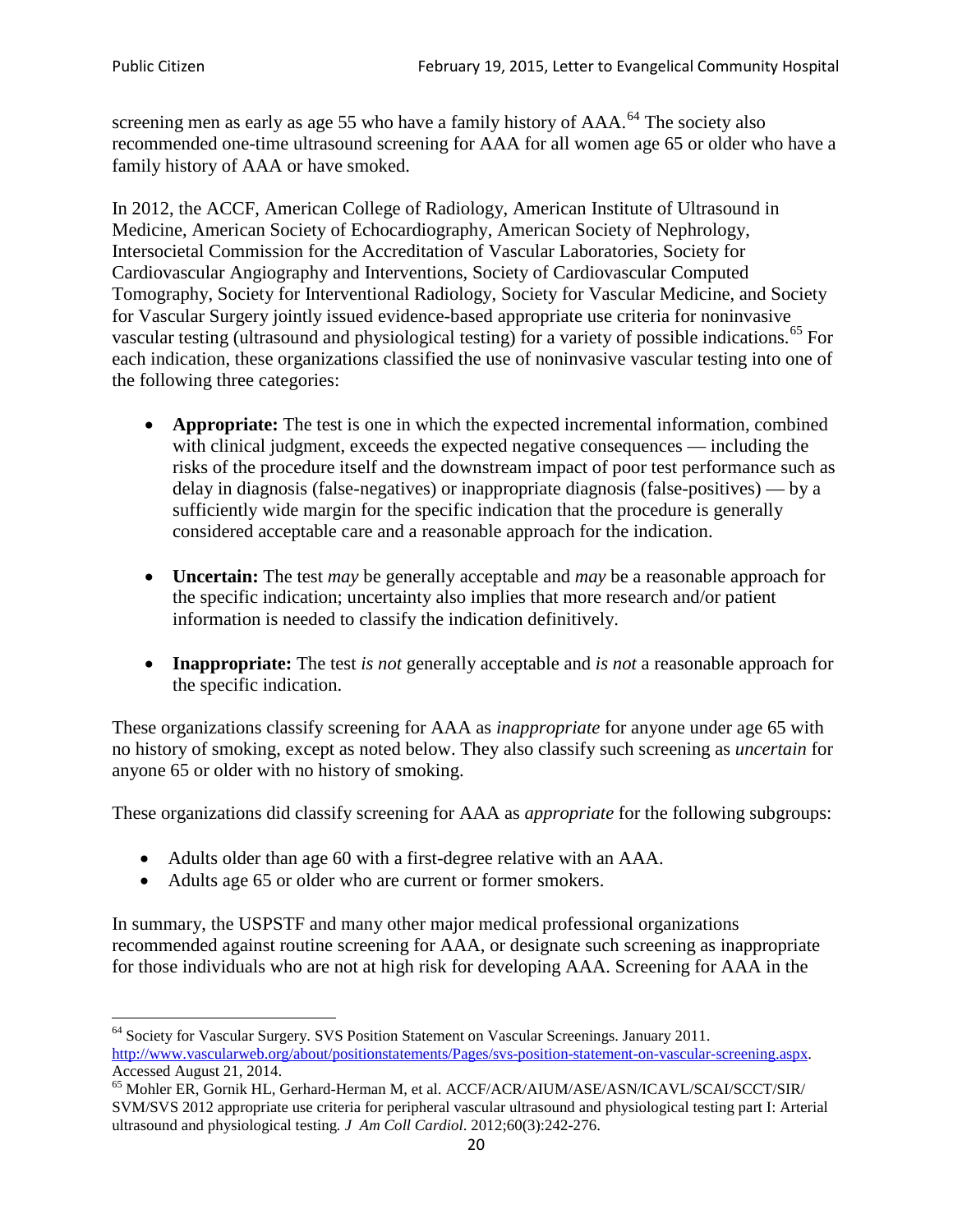screening men as early as age 55 who have a family history of AAA.[64] The society also recommended one-time ultrasound screening for AAA for all women age 65 or older who have a family history of AAA or have smoked.

In 2012, the ACCF, American College of Radiology, American Institute of Ultrasound in Medicine, American Society of Echocardiography, American Society of Nephrology, Intersocietal Commission for the Accreditation of Vascular Laboratories, Society for Cardiovascular Angiography and Interventions, Society of Cardiovascular Computed Tomography, Society for Interventional Radiology, Society for Vascular Medicine, and Society for Vascular Surgery jointly issued evidence-based appropriate use criteria for noninvasive vascular testing (ultrasound and physiological testing) for a variety of possible indications.[65] For each indication, these organizations classified the use of noninvasive vascular testing into one of the following three categories:

- **Appropriate:** The test is one in which the expected incremental information, combined with clinical judgment, exceeds the expected negative consequences — including the risks of the procedure itself and the downstream impact of poor test performance such as delay in diagnosis (false-negatives) or inappropriate diagnosis (false-positives) — by a sufficiently wide margin for the specific indication that the procedure is generally considered acceptable care and a reasonable approach for the indication.

- **Uncertain:** The test *may* be generally acceptable and *may* be a reasonable approach for the specific indication; uncertainty also implies that more research and/or patient information is needed to classify the indication definitively.

- **Inappropriate:** The test *is not* generally acceptable and *is not* a reasonable approach for the specific indication.

These organizations classify screening for AAA as *inappropriate* for anyone under age 65 with no history of smoking, except as noted below. They also classify such screening as *uncertain* for anyone 65 or older with no history of smoking.

These organizations did classify screening for AAA as *appropriate* for the following subgroups:

- Adults older than age 60 with a first-degree relative with an AAA.
- Adults age 65 or older who are current or former smokers.

In summary, the USPSTF and many other major medical professional organizations recommended against routine screening for AAA, or designate such screening as inappropriate for those individuals who are not at high risk for developing AAA. Screening for AAA in the

---

[64] Society for Vascular Surgery. SVS Position Statement on Vascular Screenings. January 2011. http://www.vascularweb.org/about/positionstatements/Pages/svs-position-statement-on-vascular-screening.aspx. Accessed August 21, 2014.

[65] Mohler ER, Gornik HL, Gerhard-Herman M, et al. ACCF/ACR/AIUM/ASE/ASN/ICAVL/SCAI/SCCT/SIR/SVM/SVS 2012 appropriate use criteria for peripheral vascular ultrasound and physiological testing part I: Arterial ultrasound and physiological testing. *J Am Coll Cardiol*. 2012;60(3):242-276.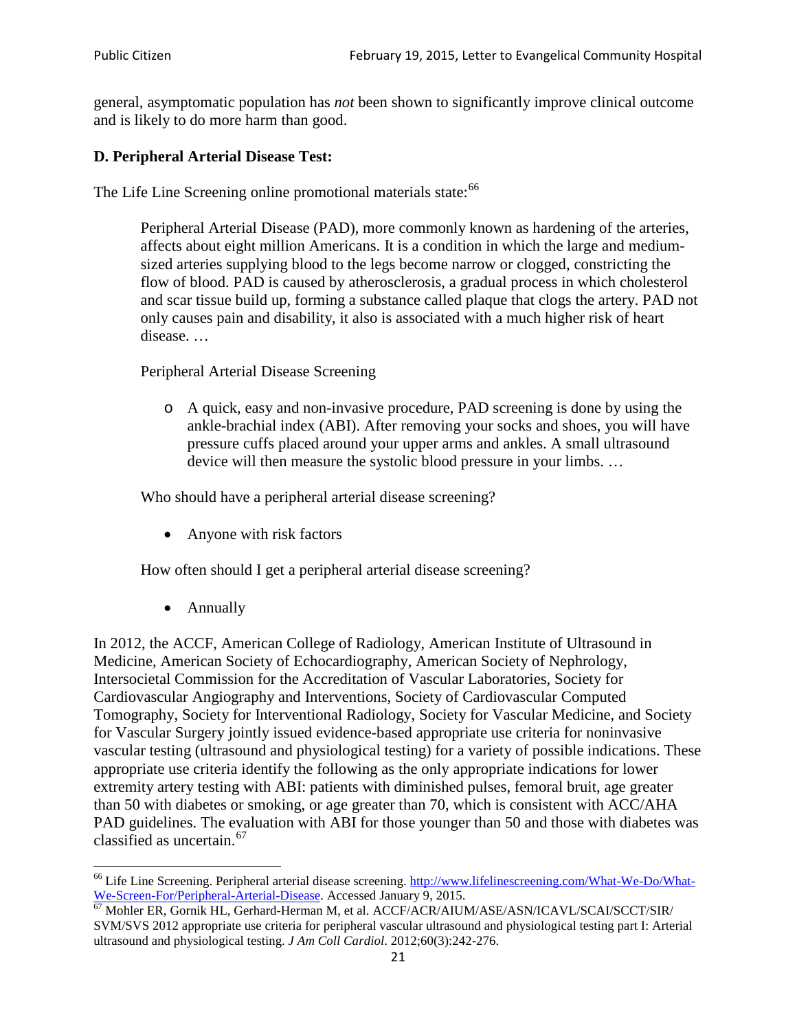general, asymptomatic population has *not* been shown to significantly improve clinical outcome and is likely to do more harm than good.

### D. Peripheral Arterial Disease Test:

The Life Line Screening online promotional materials state:[66]

> Peripheral Arterial Disease (PAD), more commonly known as hardening of the arteries, affects about eight million Americans. It is a condition in which the large and medium-sized arteries supplying blood to the legs become narrow or clogged, constricting the flow of blood. PAD is caused by atherosclerosis, a gradual process in which cholesterol and scar tissue build up, forming a substance called plaque that clogs the artery. PAD not only causes pain and disability, it also is associated with a much higher risk of heart disease. …
>
> Peripheral Arterial Disease Screening
>
> - A quick, easy and non-invasive procedure, PAD screening is done by using the ankle-brachial index (ABI). After removing your socks and shoes, you will have pressure cuffs placed around your upper arms and ankles. A small ultrasound device will then measure the systolic blood pressure in your limbs. …
>
> Who should have a peripheral arterial disease screening?
>
> - Anyone with risk factors
>
> How often should I get a peripheral arterial disease screening?
>
> - Annually

In 2012, the ACCF, American College of Radiology, American Institute of Ultrasound in Medicine, American Society of Echocardiography, American Society of Nephrology, Intersocietal Commission for the Accreditation of Vascular Laboratories, Society for Cardiovascular Angiography and Interventions, Society of Cardiovascular Computed Tomography, Society for Interventional Radiology, Society for Vascular Medicine, and Society for Vascular Surgery jointly issued evidence-based appropriate use criteria for noninvasive vascular testing (ultrasound and physiological testing) for a variety of possible indications. These appropriate use criteria identify the following as the only appropriate indications for lower extremity artery testing with ABI: patients with diminished pulses, femoral bruit, age greater than 50 with diabetes or smoking, or age greater than 70, which is consistent with ACC/AHA PAD guidelines. The evaluation with ABI for those younger than 50 and those with diabetes was classified as uncertain.[67]

---

[66] Life Line Screening. Peripheral arterial disease screening. http://www.lifelinescreening.com/What-We-Do/What-We-Screen-For/Peripheral-Arterial-Disease. Accessed January 9, 2015.

[67] Mohler ER, Gornik HL, Gerhard-Herman M, et al. ACCF/ACR/AIUM/ASE/ASN/ICAVL/SCAI/SCCT/SIR/SVM/SVS 2012 appropriate use criteria for peripheral vascular ultrasound and physiological testing part I: Arterial ultrasound and physiological testing. *J Am Coll Cardiol*. 2012;60(3):242-276.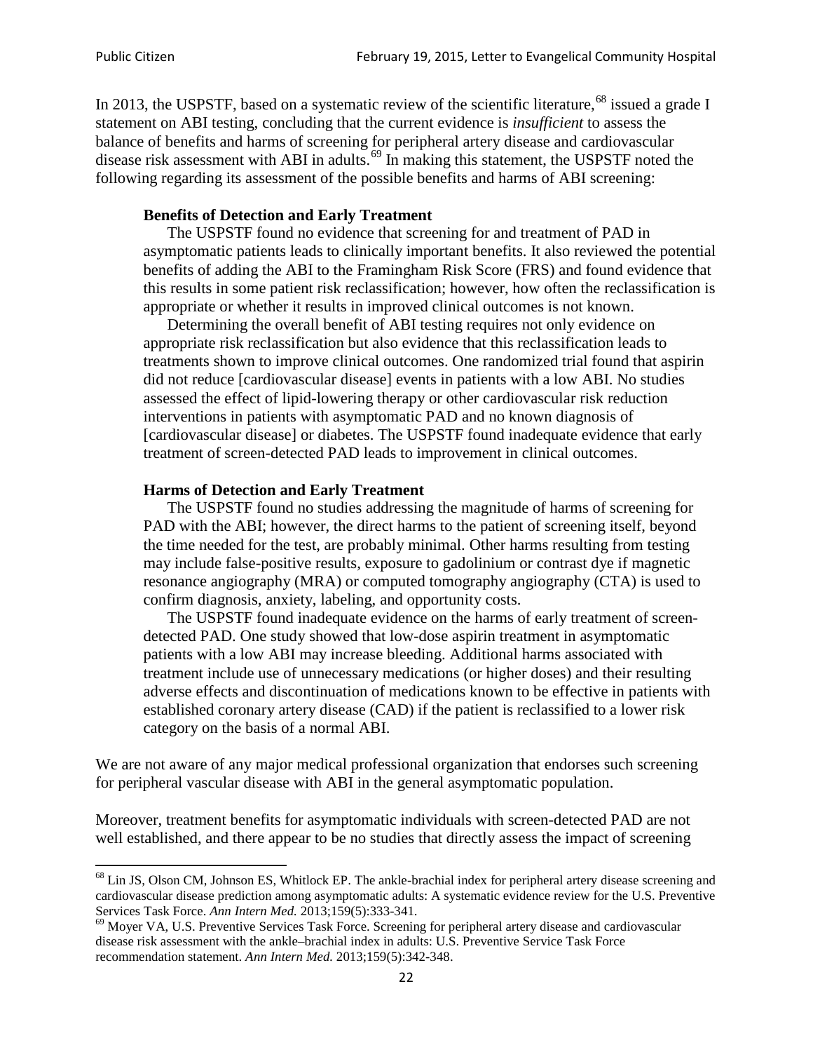In 2013, the USPSTF, based on a systematic review of the scientific literature,[68] issued a grade I statement on ABI testing, concluding that the current evidence is *insufficient* to assess the balance of benefits and harms of screening for peripheral artery disease and cardiovascular disease risk assessment with ABI in adults.[69] In making this statement, the USPSTF noted the following regarding its assessment of the possible benefits and harms of ABI screening:

> **Benefits of Detection and Early Treatment**
>
> The USPSTF found no evidence that screening for and treatment of PAD in asymptomatic patients leads to clinically important benefits. It also reviewed the potential benefits of adding the ABI to the Framingham Risk Score (FRS) and found evidence that this results in some patient risk reclassification; however, how often the reclassification is appropriate or whether it results in improved clinical outcomes is not known.
>
> Determining the overall benefit of ABI testing requires not only evidence on appropriate risk reclassification but also evidence that this reclassification leads to treatments shown to improve clinical outcomes. One randomized trial found that aspirin did not reduce [cardiovascular disease] events in patients with a low ABI. No studies assessed the effect of lipid-lowering therapy or other cardiovascular risk reduction interventions in patients with asymptomatic PAD and no known diagnosis of [cardiovascular disease] or diabetes. The USPSTF found inadequate evidence that early treatment of screen-detected PAD leads to improvement in clinical outcomes.
>
> **Harms of Detection and Early Treatment**
>
> The USPSTF found no studies addressing the magnitude of harms of screening for PAD with the ABI; however, the direct harms to the patient of screening itself, beyond the time needed for the test, are probably minimal. Other harms resulting from testing may include false-positive results, exposure to gadolinium or contrast dye if magnetic resonance angiography (MRA) or computed tomography angiography (CTA) is used to confirm diagnosis, anxiety, labeling, and opportunity costs.
>
> The USPSTF found inadequate evidence on the harms of early treatment of screen-detected PAD. One study showed that low-dose aspirin treatment in asymptomatic patients with a low ABI may increase bleeding. Additional harms associated with treatment include use of unnecessary medications (or higher doses) and their resulting adverse effects and discontinuation of medications known to be effective in patients with established coronary artery disease (CAD) if the patient is reclassified to a lower risk category on the basis of a normal ABI.

We are not aware of any major medical professional organization that endorses such screening for peripheral vascular disease with ABI in the general asymptomatic population.

Moreover, treatment benefits for asymptomatic individuals with screen-detected PAD are not well established, and there appear to be no studies that directly assess the impact of screening

---

[68] Lin JS, Olson CM, Johnson ES, Whitlock EP. The ankle-brachial index for peripheral artery disease screening and cardiovascular disease prediction among asymptomatic adults: A systematic evidence review for the U.S. Preventive Services Task Force. *Ann Intern Med.* 2013;159(5):333-341.

[69] Moyer VA, U.S. Preventive Services Task Force. Screening for peripheral artery disease and cardiovascular disease risk assessment with the ankle–brachial index in adults: U.S. Preventive Service Task Force recommendation statement. *Ann Intern Med.* 2013;159(5):342-348.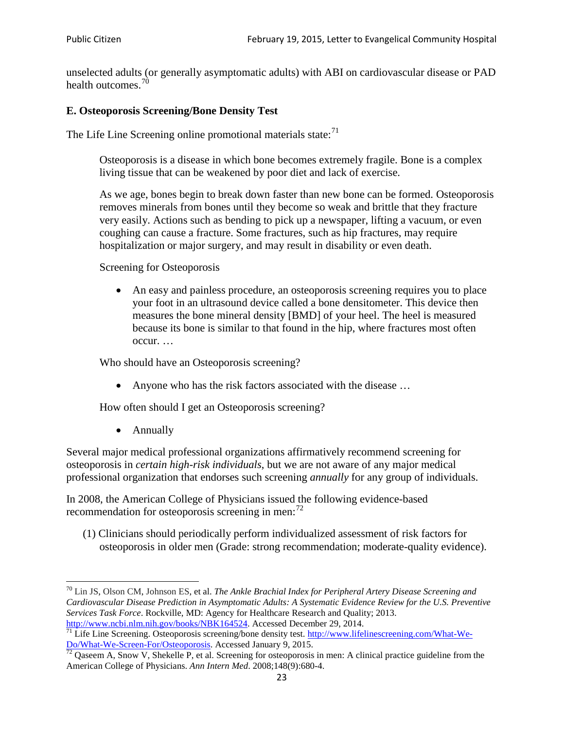unselected adults (or generally asymptomatic adults) with ABI on cardiovascular disease or PAD health outcomes.[70]

### E. Osteoporosis Screening/Bone Density Test

The Life Line Screening online promotional materials state:[71]

> Osteoporosis is a disease in which bone becomes extremely fragile. Bone is a complex living tissue that can be weakened by poor diet and lack of exercise.
>
> As we age, bones begin to break down faster than new bone can be formed. Osteoporosis removes minerals from bones until they become so weak and brittle that they fracture very easily. Actions such as bending to pick up a newspaper, lifting a vacuum, or even coughing can cause a fracture. Some fractures, such as hip fractures, may require hospitalization or major surgery, and may result in disability or even death.
>
> Screening for Osteoporosis
>
> - An easy and painless procedure, an osteoporosis screening requires you to place your foot in an ultrasound device called a bone densitometer. This device then measures the bone mineral density [BMD] of your heel. The heel is measured because its bone is similar to that found in the hip, where fractures most often occur. …
>
> Who should have an Osteoporosis screening?
>
> - Anyone who has the risk factors associated with the disease …
>
> How often should I get an Osteoporosis screening?
>
> - Annually

Several major medical professional organizations affirmatively recommend screening for osteoporosis in *certain high-risk individuals*, but we are not aware of any major medical professional organization that endorses such screening *annually* for any group of individuals.

In 2008, the American College of Physicians issued the following evidence-based recommendation for osteoporosis screening in men:[72]

(1) Clinicians should periodically perform individualized assessment of risk factors for osteoporosis in older men (Grade: strong recommendation; moderate-quality evidence).

---

[70] Lin JS, Olson CM, Johnson ES, et al. *The Ankle Brachial Index for Peripheral Artery Disease Screening and Cardiovascular Disease Prediction in Asymptomatic Adults: A Systematic Evidence Review for the U.S. Preventive Services Task Force*. Rockville, MD: Agency for Healthcare Research and Quality; 2013. http://www.ncbi.nlm.nih.gov/books/NBK164524. Accessed December 29, 2014.

[71] Life Line Screening. Osteoporosis screening/bone density test. http://www.lifelinescreening.com/What-We-Do/What-We-Screen-For/Osteoporosis. Accessed January 9, 2015.

[72] Qaseem A, Snow V, Shekelle P, et al. Screening for osteoporosis in men: A clinical practice guideline from the American College of Physicians. *Ann Intern Med*. 2008;148(9):680-4.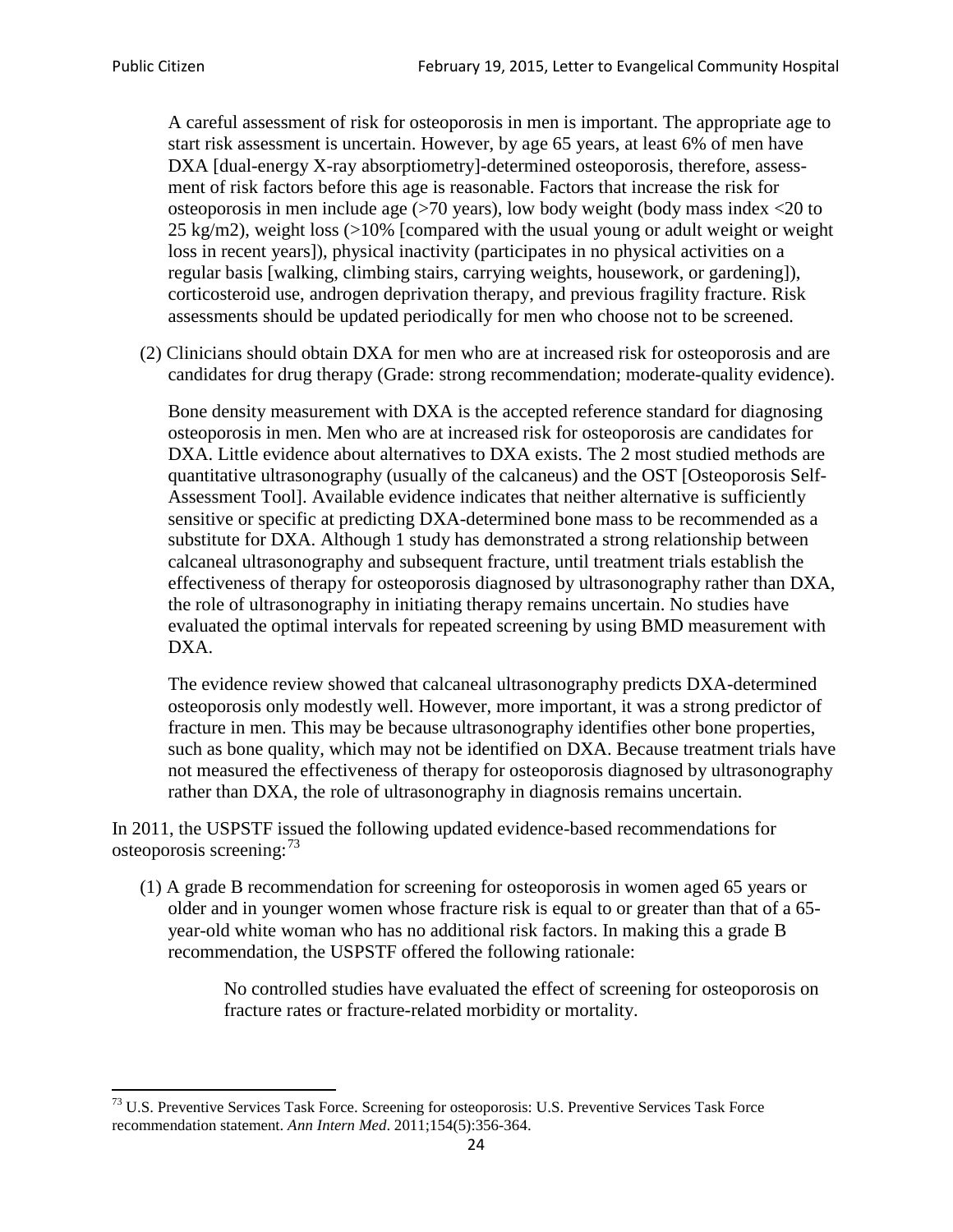A careful assessment of risk for osteoporosis in men is important. The appropriate age to start risk assessment is uncertain. However, by age 65 years, at least 6% of men have DXA [dual-energy X-ray absorptiometry]-determined osteoporosis, therefore, assessment of risk factors before this age is reasonable. Factors that increase the risk for osteoporosis in men include age (>70 years), low body weight (body mass index <20 to 25 kg/m2), weight loss (>10% [compared with the usual young or adult weight or weight loss in recent years]), physical inactivity (participates in no physical activities on a regular basis [walking, climbing stairs, carrying weights, housework, or gardening]), corticosteroid use, androgen deprivation therapy, and previous fragility fracture. Risk assessments should be updated periodically for men who choose not to be screened.

(2) Clinicians should obtain DXA for men who are at increased risk for osteoporosis and are candidates for drug therapy (Grade: strong recommendation; moderate-quality evidence).

Bone density measurement with DXA is the accepted reference standard for diagnosing osteoporosis in men. Men who are at increased risk for osteoporosis are candidates for DXA. Little evidence about alternatives to DXA exists. The 2 most studied methods are quantitative ultrasonography (usually of the calcaneus) and the OST [Osteoporosis Self-Assessment Tool]. Available evidence indicates that neither alternative is sufficiently sensitive or specific at predicting DXA-determined bone mass to be recommended as a substitute for DXA. Although 1 study has demonstrated a strong relationship between calcaneal ultrasonography and subsequent fracture, until treatment trials establish the effectiveness of therapy for osteoporosis diagnosed by ultrasonography rather than DXA, the role of ultrasonography in initiating therapy remains uncertain. No studies have evaluated the optimal intervals for repeated screening by using BMD measurement with DXA.

The evidence review showed that calcaneal ultrasonography predicts DXA-determined osteoporosis only modestly well. However, more important, it was a strong predictor of fracture in men. This may be because ultrasonography identifies other bone properties, such as bone quality, which may not be identified on DXA. Because treatment trials have not measured the effectiveness of therapy for osteoporosis diagnosed by ultrasonography rather than DXA, the role of ultrasonography in diagnosis remains uncertain.

In 2011, the USPSTF issued the following updated evidence-based recommendations for osteoporosis screening:[73]

(1) A grade B recommendation for screening for osteoporosis in women aged 65 years or older and in younger women whose fracture risk is equal to or greater than that of a 65-year-old white woman who has no additional risk factors. In making this a grade B recommendation, the USPSTF offered the following rationale:

> No controlled studies have evaluated the effect of screening for osteoporosis on fracture rates or fracture-related morbidity or mortality.

[73] U.S. Preventive Services Task Force. Screening for osteoporosis: U.S. Preventive Services Task Force recommendation statement. *Ann Intern Med*. 2011;154(5):356-364.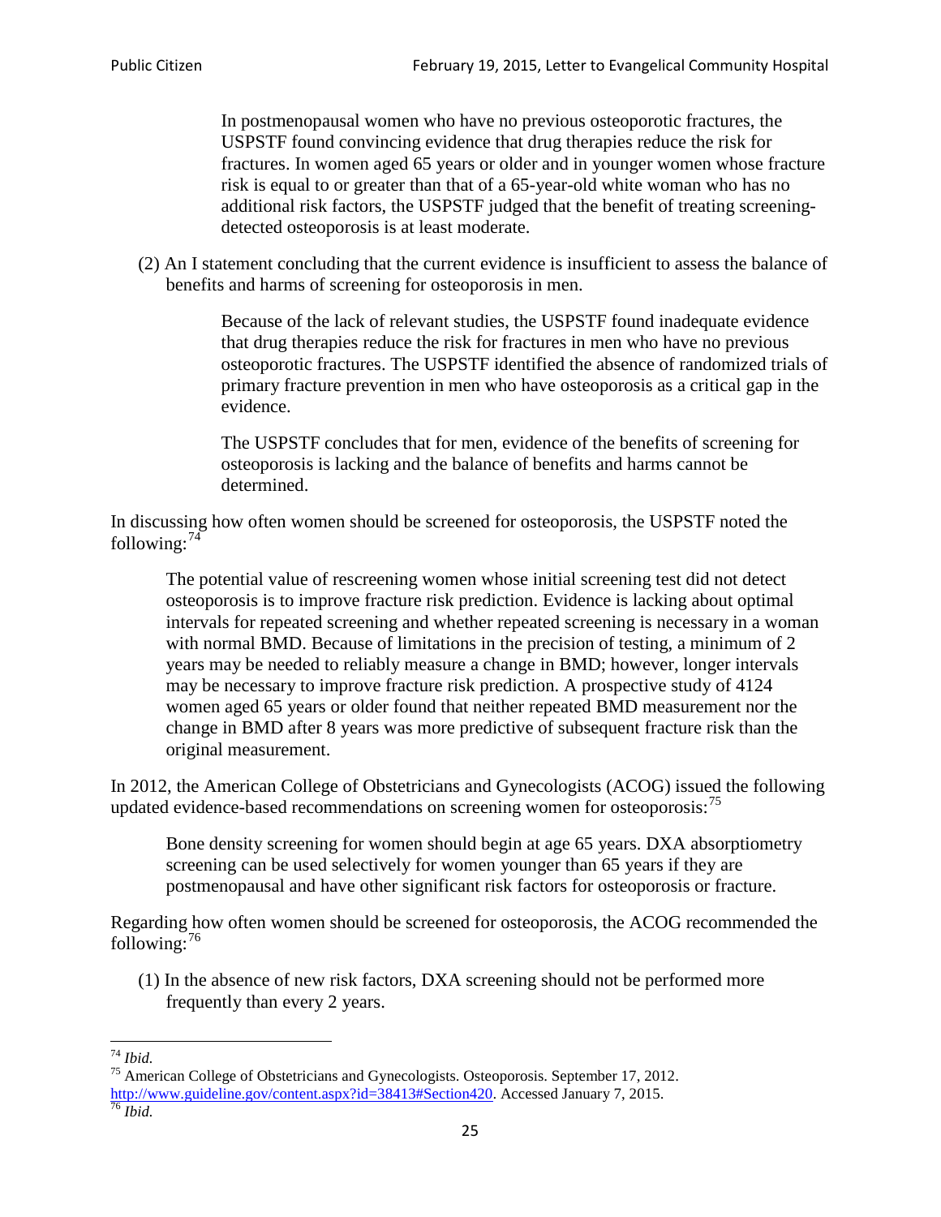> In postmenopausal women who have no previous osteoporotic fractures, the USPSTF found convincing evidence that drug therapies reduce the risk for fractures. In women aged 65 years or older and in younger women whose fracture risk is equal to or greater than that of a 65-year-old white woman who has no additional risk factors, the USPSTF judged that the benefit of treating screening-detected osteoporosis is at least moderate.

(2) An I statement concluding that the current evidence is insufficient to assess the balance of benefits and harms of screening for osteoporosis in men.

> Because of the lack of relevant studies, the USPSTF found inadequate evidence that drug therapies reduce the risk for fractures in men who have no previous osteoporotic fractures. The USPSTF identified the absence of randomized trials of primary fracture prevention in men who have osteoporosis as a critical gap in the evidence.
>
> The USPSTF concludes that for men, evidence of the benefits of screening for osteoporosis is lacking and the balance of benefits and harms cannot be determined.

In discussing how often women should be screened for osteoporosis, the USPSTF noted the following:[74]

> The potential value of rescreening women whose initial screening test did not detect osteoporosis is to improve fracture risk prediction. Evidence is lacking about optimal intervals for repeated screening and whether repeated screening is necessary in a woman with normal BMD. Because of limitations in the precision of testing, a minimum of 2 years may be needed to reliably measure a change in BMD; however, longer intervals may be necessary to improve fracture risk prediction. A prospective study of 4124 women aged 65 years or older found that neither repeated BMD measurement nor the change in BMD after 8 years was more predictive of subsequent fracture risk than the original measurement.

In 2012, the American College of Obstetricians and Gynecologists (ACOG) issued the following updated evidence-based recommendations on screening women for osteoporosis:[75]

> Bone density screening for women should begin at age 65 years. DXA absorptiometry screening can be used selectively for women younger than 65 years if they are postmenopausal and have other significant risk factors for osteoporosis or fracture.

Regarding how often women should be screened for osteoporosis, the ACOG recommended the following:[76]

(1) In the absence of new risk factors, DXA screening should not be performed more frequently than every 2 years.

---

[74] *Ibid.*

[75] American College of Obstetricians and Gynecologists. Osteoporosis. September 17, 2012. http://www.guideline.gov/content.aspx?id=38413#Section420. Accessed January 7, 2015.

[76] *Ibid.*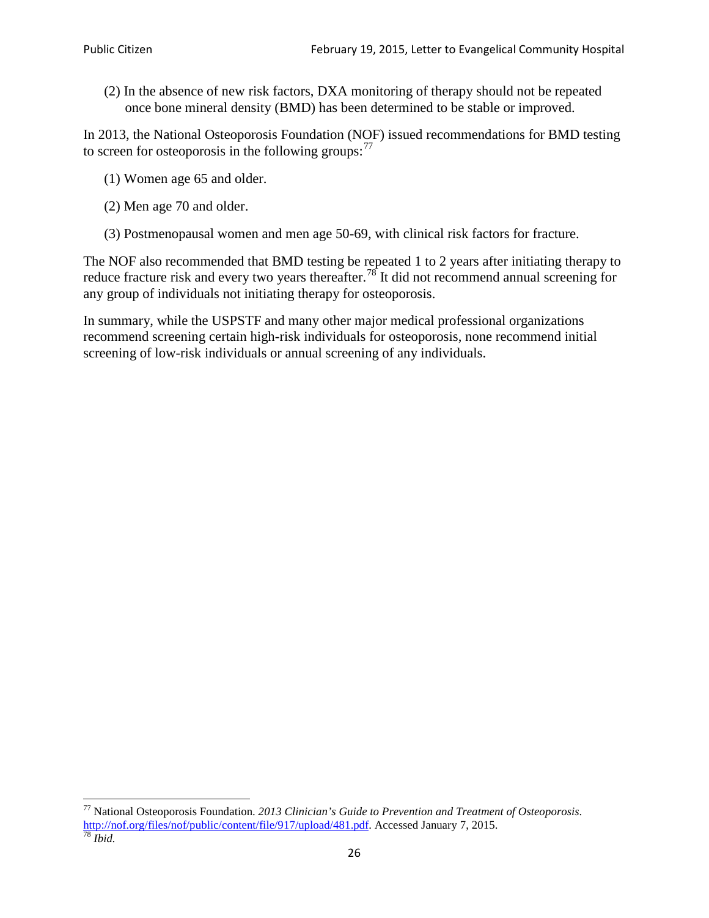(2) In the absence of new risk factors, DXA monitoring of therapy should not be repeated once bone mineral density (BMD) has been determined to be stable or improved.

In 2013, the National Osteoporosis Foundation (NOF) issued recommendations for BMD testing to screen for osteoporosis in the following groups:[77]

(1) Women age 65 and older.

(2) Men age 70 and older.

(3) Postmenopausal women and men age 50-69, with clinical risk factors for fracture.

The NOF also recommended that BMD testing be repeated 1 to 2 years after initiating therapy to reduce fracture risk and every two years thereafter.[78] It did not recommend annual screening for any group of individuals not initiating therapy for osteoporosis.

In summary, while the USPSTF and many other major medical professional organizations recommend screening certain high-risk individuals for osteoporosis, none recommend initial screening of low-risk individuals or annual screening of any individuals.

---

[77] National Osteoporosis Foundation. *2013 Clinician's Guide to Prevention and Treatment of Osteoporosis.* http://nof.org/files/nof/public/content/file/917/upload/481.pdf. Accessed January 7, 2015.

[78] *Ibid.*